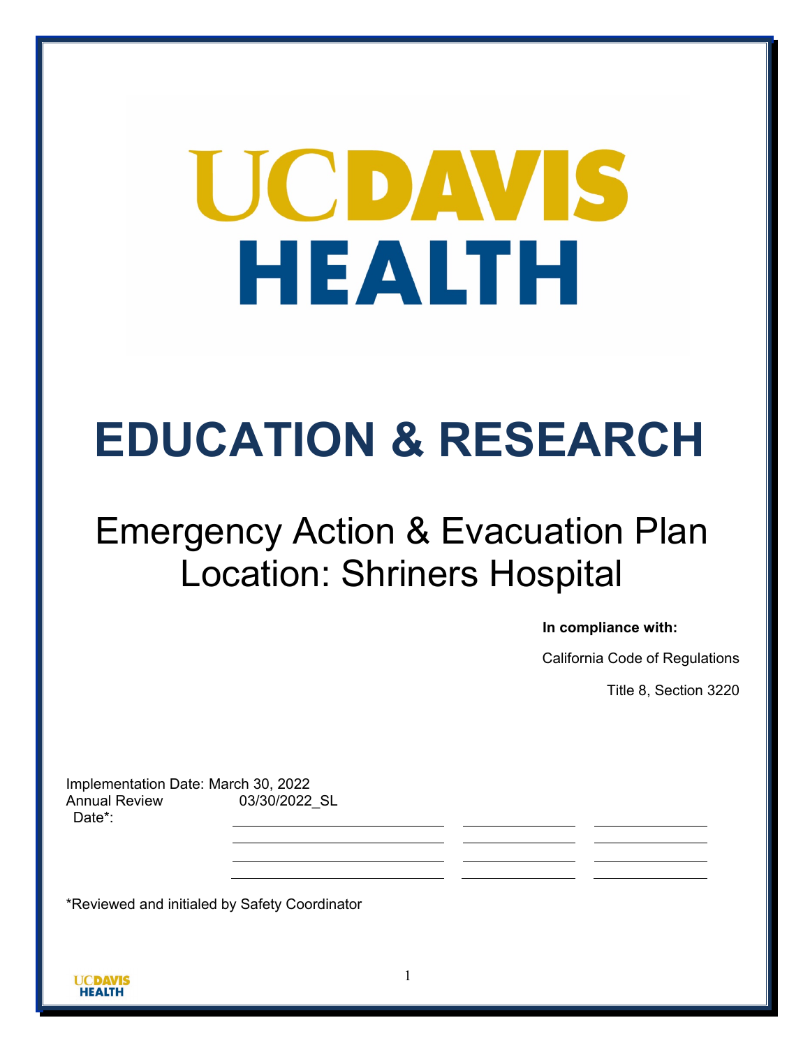# UC DAVIS HEALTH

# EDUCATION & RESEARCH

## Emergency Action & Evacuation Plan
## Location: Shriners Hospital

**In compliance with:**

California Code of Regulations

Title 8, Section 3220

Implementation Date: March 30, 2022

| Annual Review Date*: | | | |
|---|---|---|---|
| 03/30/2022_SL | | | |
| | | | |
| | | | |
| | | | |
| | | | |

*Reviewed and initialed by Safety Coordinator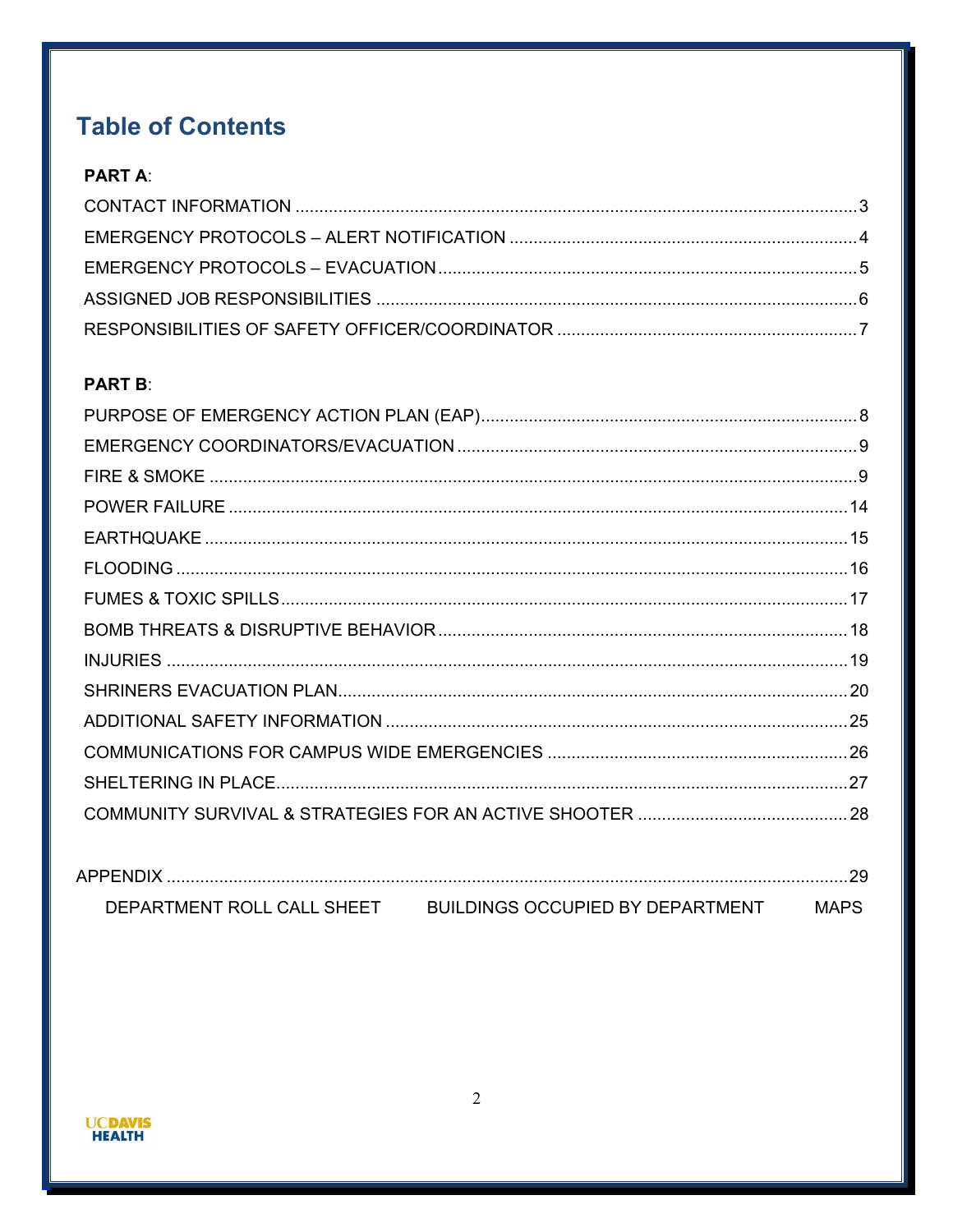# Table of Contents

**PART A**:

CONTACT INFORMATION .......... 3
EMERGENCY PROTOCOLS – ALERT NOTIFICATION .......... 4
EMERGENCY PROTOCOLS – EVACUATION .......... 5
ASSIGNED JOB RESPONSIBILITIES .......... 6
RESPONSIBILITIES OF SAFETY OFFICER/COORDINATOR .......... 7

**PART B**:

PURPOSE OF EMERGENCY ACTION PLAN (EAP) .......... 8
EMERGENCY COORDINATORS/EVACUATION .......... 9
FIRE & SMOKE .......... 9
POWER FAILURE .......... 14
EARTHQUAKE .......... 15
FLOODING .......... 16
FUMES & TOXIC SPILLS .......... 17
BOMB THREATS & DISRUPTIVE BEHAVIOR .......... 18
INJURIES .......... 19
SHRINERS EVACUATION PLAN .......... 20
ADDITIONAL SAFETY INFORMATION .......... 25
COMMUNICATIONS FOR CAMPUS WIDE EMERGENCIES .......... 26
SHELTERING IN PLACE .......... 27
COMMUNITY SURVIVAL & STRATEGIES FOR AN ACTIVE SHOOTER .......... 28

APPENDIX .......... 29

DEPARTMENT ROLL CALL SHEET     BUILDINGS OCCUPIED BY DEPARTMENT     MAPS

UCDAVIS HEALTH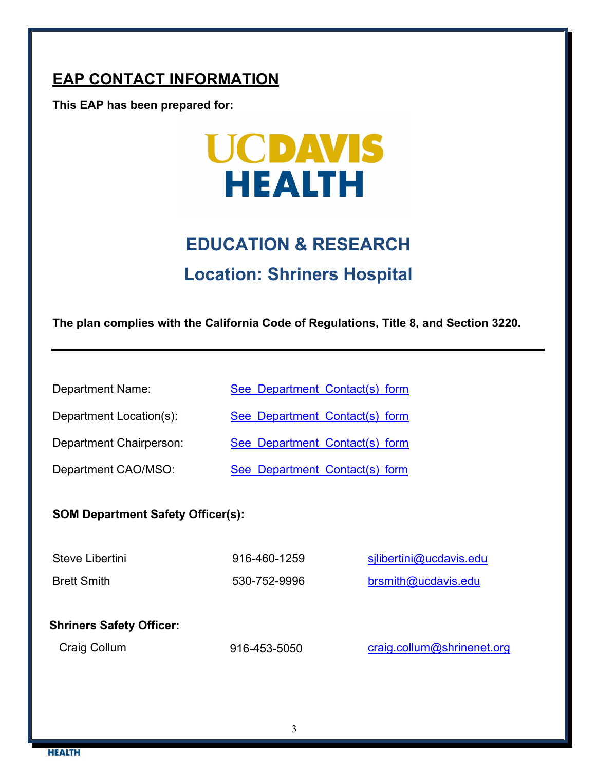## EAP CONTACT INFORMATION

**This EAP has been prepared for:**

UCDAVIS HEALTH

### EDUCATION & RESEARCH

### Location: Shriners Hospital

**The plan complies with the California Code of Regulations, Title 8, and Section 3220.**

---

| | |
|---|---|
| Department Name: | See Department Contact(s) form |
| Department Location(s): | See Department Contact(s) form |
| Department Chairperson: | See Department Contact(s) form |
| Department CAO/MSO: | See Department Contact(s) form |

**SOM Department Safety Officer(s):**

| | | |
|---|---|---|
| Steve Libertini | 916-460-1259 | sjlibertini@ucdavis.edu |
| Brett Smith | 530-752-9996 | brsmith@ucdavis.edu |

**Shriners Safety Officer:**

| | | |
|---|---|---|
| Craig Collum | 916-453-5050 | craig.collum@shrinenet.org |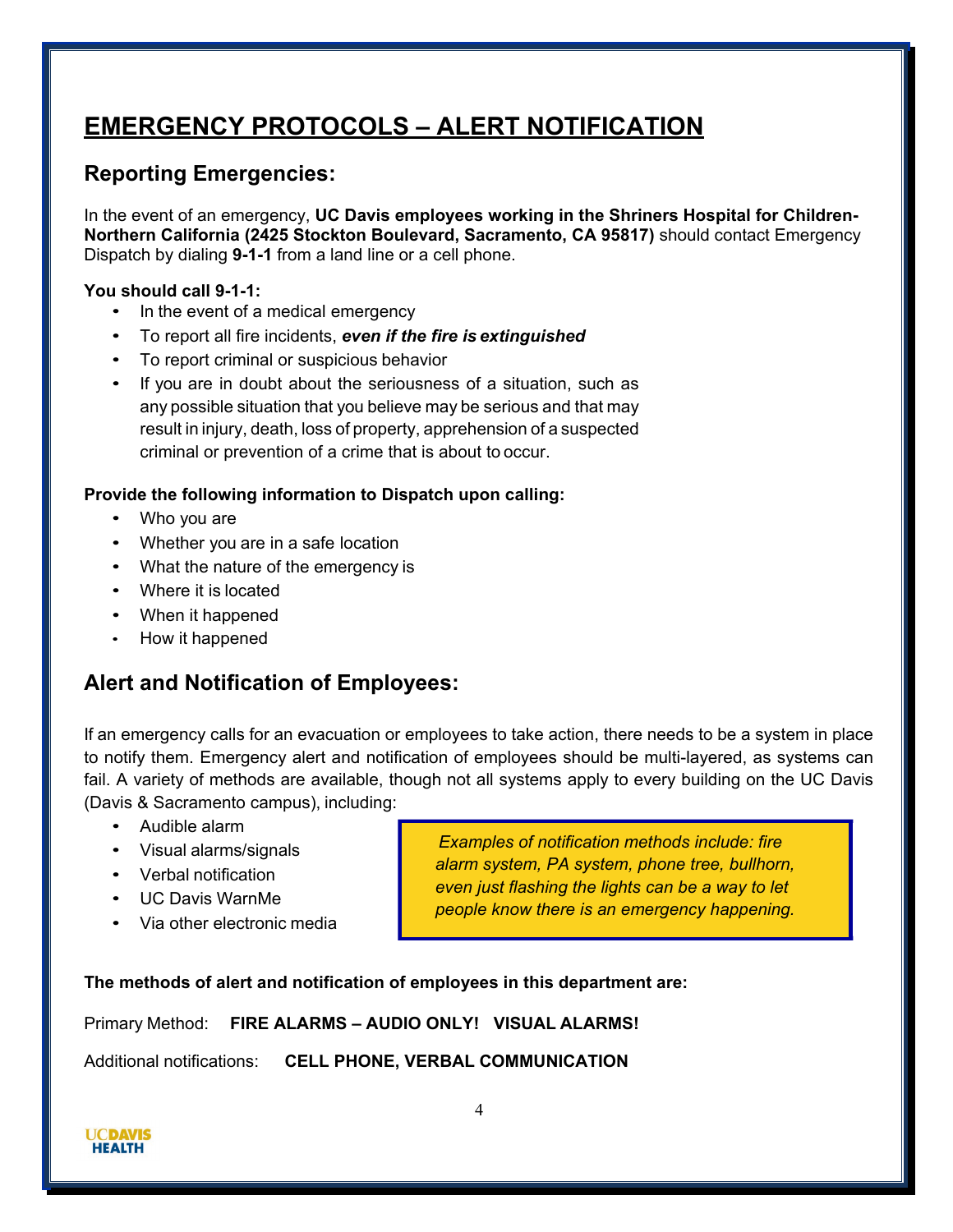# EMERGENCY PROTOCOLS – ALERT NOTIFICATION

## Reporting Emergencies:

In the event of an emergency, **UC Davis employees working in the Shriners Hospital for Children-Northern California (2425 Stockton Boulevard, Sacramento, CA 95817)** should contact Emergency Dispatch by dialing **9-1-1** from a land line or a cell phone.

**You should call 9-1-1:**

- In the event of a medical emergency
- To report all fire incidents, ***even if the fire is extinguished***
- To report criminal or suspicious behavior
- If you are in doubt about the seriousness of a situation, such as any possible situation that you believe may be serious and that may result in injury, death, loss of property, apprehension of a suspected criminal or prevention of a crime that is about to occur.

**Provide the following information to Dispatch upon calling:**

- Who you are
- Whether you are in a safe location
- What the nature of the emergency is
- Where it is located
- When it happened
- How it happened

## Alert and Notification of Employees:

If an emergency calls for an evacuation or employees to take action, there needs to be a system in place to notify them. Emergency alert and notification of employees should be multi-layered, as systems can fail. A variety of methods are available, though not all systems apply to every building on the UC Davis (Davis & Sacramento campus), including:

- Audible alarm
- Visual alarms/signals
- Verbal notification
- UC Davis WarnMe
- Via other electronic media

*Examples of notification methods include: fire alarm system, PA system, phone tree, bullhorn, even just flashing the lights can be a way to let people know there is an emergency happening.*

**The methods of alert and notification of employees in this department are:**

Primary Method: **FIRE ALARMS – AUDIO ONLY! VISUAL ALARMS!**

Additional notifications: **CELL PHONE, VERBAL COMMUNICATION**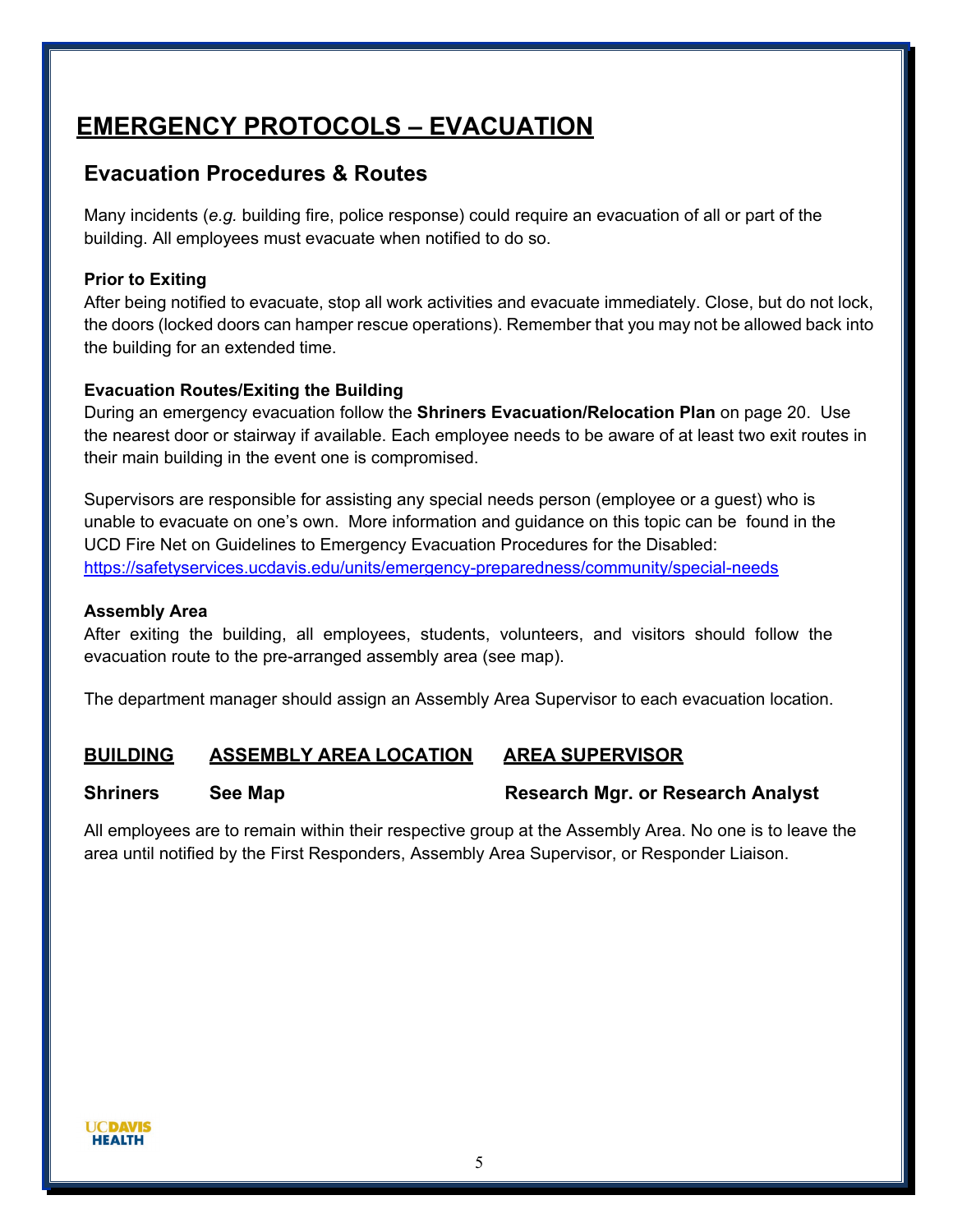# EMERGENCY PROTOCOLS – EVACUATION

## Evacuation Procedures & Routes

Many incidents (*e.g.* building fire, police response) could require an evacuation of all or part of the building. All employees must evacuate when notified to do so.

**Prior to Exiting**

After being notified to evacuate, stop all work activities and evacuate immediately. Close, but do not lock, the doors (locked doors can hamper rescue operations). Remember that you may not be allowed back into the building for an extended time.

**Evacuation Routes/Exiting the Building**

During an emergency evacuation follow the **Shriners Evacuation/Relocation Plan** on page 20. Use the nearest door or stairway if available. Each employee needs to be aware of at least two exit routes in their main building in the event one is compromised.

Supervisors are responsible for assisting any special needs person (employee or a guest) who is unable to evacuate on one's own. More information and guidance on this topic can be found in the UCD Fire Net on Guidelines to Emergency Evacuation Procedures for the Disabled: https://safetyservices.ucdavis.edu/units/emergency-preparedness/community/special-needs

**Assembly Area**

After exiting the building, all employees, students, volunteers, and visitors should follow the evacuation route to the pre-arranged assembly area (see map).

The department manager should assign an Assembly Area Supervisor to each evacuation location.

| BUILDING | ASSEMBLY AREA LOCATION | AREA SUPERVISOR |
|---|---|---|
| **Shriners** | **See Map** | **Research Mgr. or Research Analyst** |

All employees are to remain within their respective group at the Assembly Area. No one is to leave the area until notified by the First Responders, Assembly Area Supervisor, or Responder Liaison.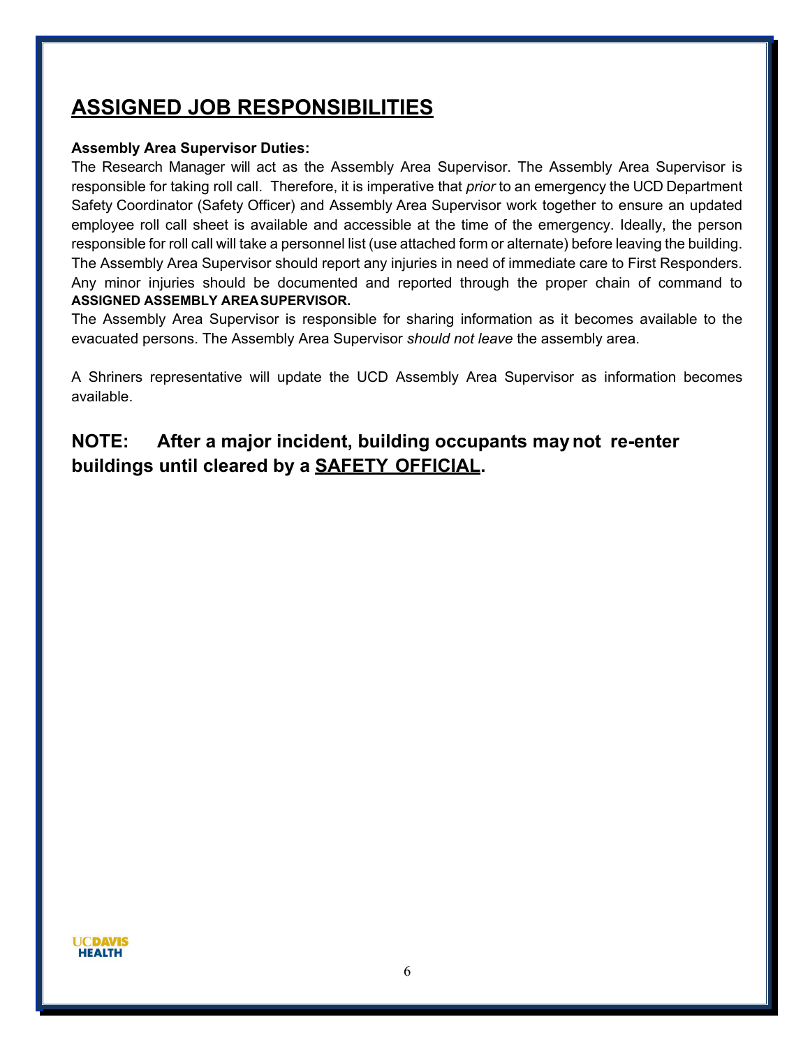## ASSIGNED JOB RESPONSIBILITIES

**Assembly Area Supervisor Duties:**

The Research Manager will act as the Assembly Area Supervisor. The Assembly Area Supervisor is responsible for taking roll call. Therefore, it is imperative that *prior* to an emergency the UCD Department Safety Coordinator (Safety Officer) and Assembly Area Supervisor work together to ensure an updated employee roll call sheet is available and accessible at the time of the emergency. Ideally, the person responsible for roll call will take a personnel list (use attached form or alternate) before leaving the building. The Assembly Area Supervisor should report any injuries in need of immediate care to First Responders. Any minor injuries should be documented and reported through the proper chain of command to **ASSIGNED ASSEMBLY AREA SUPERVISOR.**

The Assembly Area Supervisor is responsible for sharing information as it becomes available to the evacuated persons. The Assembly Area Supervisor *should not leave* the assembly area.

A Shriners representative will update the UCD Assembly Area Supervisor as information becomes available.

**NOTE: After a major incident, building occupants may not re-enter buildings until cleared by a SAFETY OFFICIAL.**

UCDAVIS HEALTH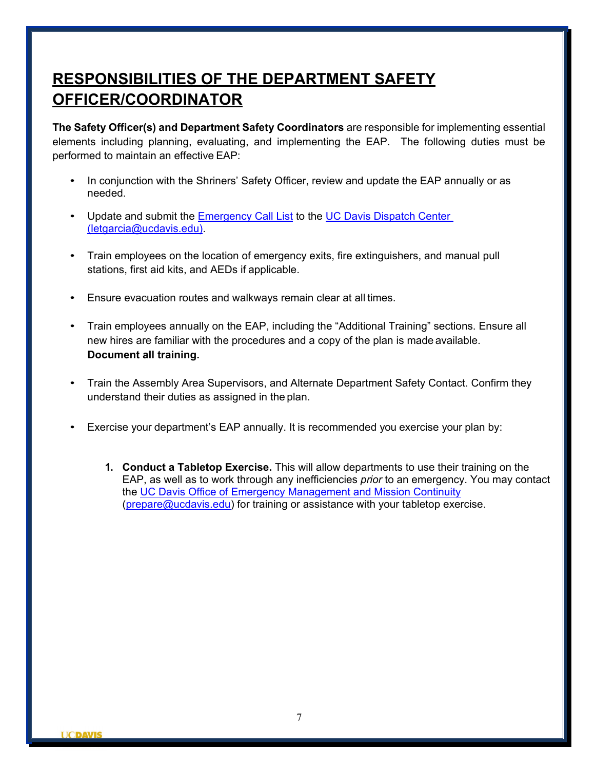# RESPONSIBILITIES OF THE DEPARTMENT SAFETY OFFICER/COORDINATOR

**The Safety Officer(s) and Department Safety Coordinators** are responsible for implementing essential elements including planning, evaluating, and implementing the EAP. The following duties must be performed to maintain an effective EAP:

- In conjunction with the Shriners' Safety Officer, review and update the EAP annually or as needed.
- Update and submit the Emergency Call List to the UC Davis Dispatch Center (letgarcia@ucdavis.edu).
- Train employees on the location of emergency exits, fire extinguishers, and manual pull stations, first aid kits, and AEDs if applicable.
- Ensure evacuation routes and walkways remain clear at all times.
- Train employees annually on the EAP, including the "Additional Training" sections. Ensure all new hires are familiar with the procedures and a copy of the plan is made available. **Document all training.**
- Train the Assembly Area Supervisors, and Alternate Department Safety Contact. Confirm they understand their duties as assigned in the plan.
- Exercise your department's EAP annually. It is recommended you exercise your plan by:

  1. **Conduct a Tabletop Exercise.** This will allow departments to use their training on the EAP, as well as to work through any inefficiencies *prior* to an emergency. You may contact the UC Davis Office of Emergency Management and Mission Continuity (prepare@ucdavis.edu) for training or assistance with your tabletop exercise.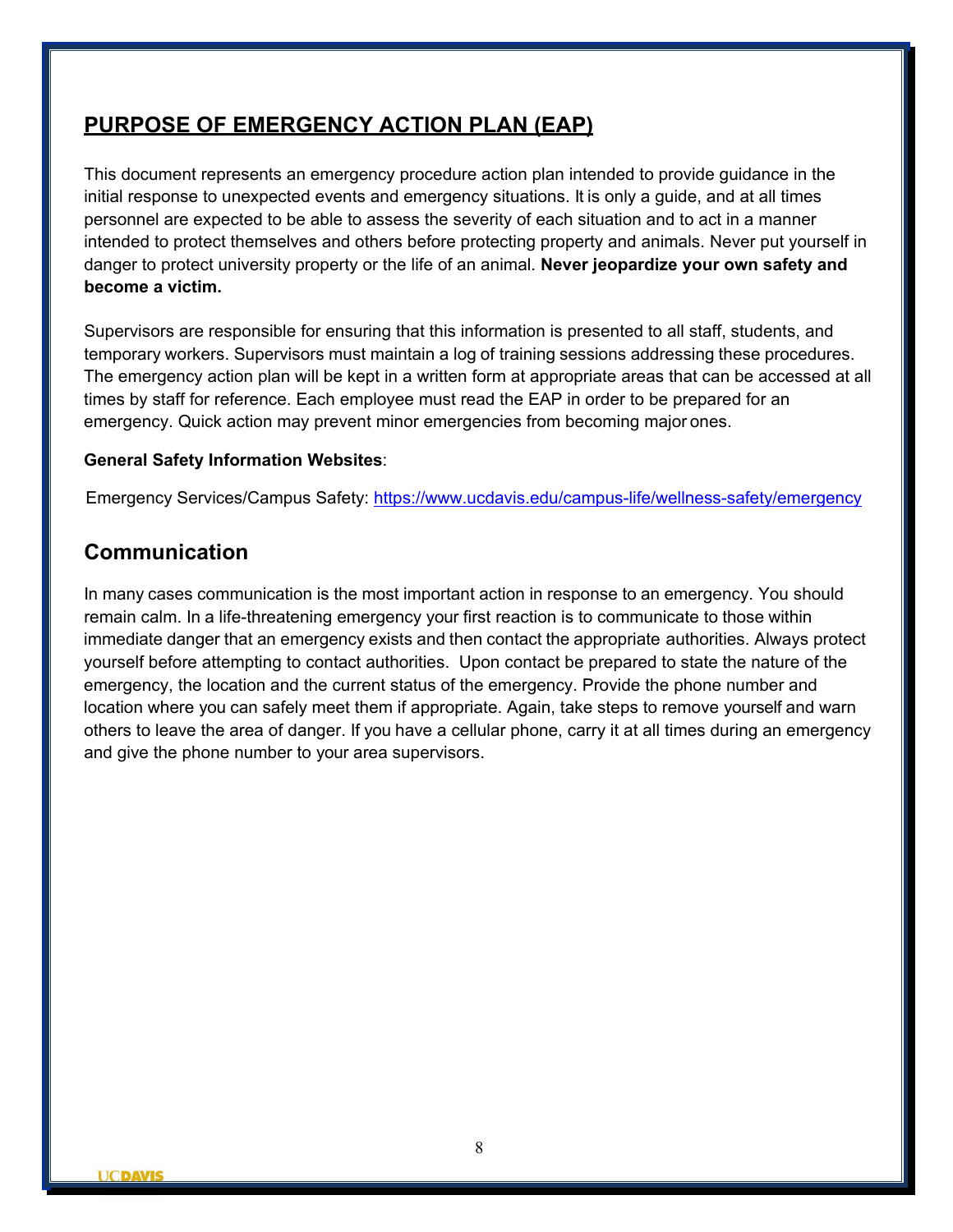## PURPOSE OF EMERGENCY ACTION PLAN (EAP)

This document represents an emergency procedure action plan intended to provide guidance in the initial response to unexpected events and emergency situations. It is only a guide, and at all times personnel are expected to be able to assess the severity of each situation and to act in a manner intended to protect themselves and others before protecting property and animals. Never put yourself in danger to protect university property or the life of an animal. **Never jeopardize your own safety and become a victim.**

Supervisors are responsible for ensuring that this information is presented to all staff, students, and temporary workers. Supervisors must maintain a log of training sessions addressing these procedures. The emergency action plan will be kept in a written form at appropriate areas that can be accessed at all times by staff for reference. Each employee must read the EAP in order to be prepared for an emergency. Quick action may prevent minor emergencies from becoming major ones.

**General Safety Information Websites**:

Emergency Services/Campus Safety: https://www.ucdavis.edu/campus-life/wellness-safety/emergency

## Communication

In many cases communication is the most important action in response to an emergency. You should remain calm. In a life-threatening emergency your first reaction is to communicate to those within immediate danger that an emergency exists and then contact the appropriate authorities. Always protect yourself before attempting to contact authorities. Upon contact be prepared to state the nature of the emergency, the location and the current status of the emergency. Provide the phone number and location where you can safely meet them if appropriate. Again, take steps to remove yourself and warn others to leave the area of danger. If you have a cellular phone, carry it at all times during an emergency and give the phone number to your area supervisors.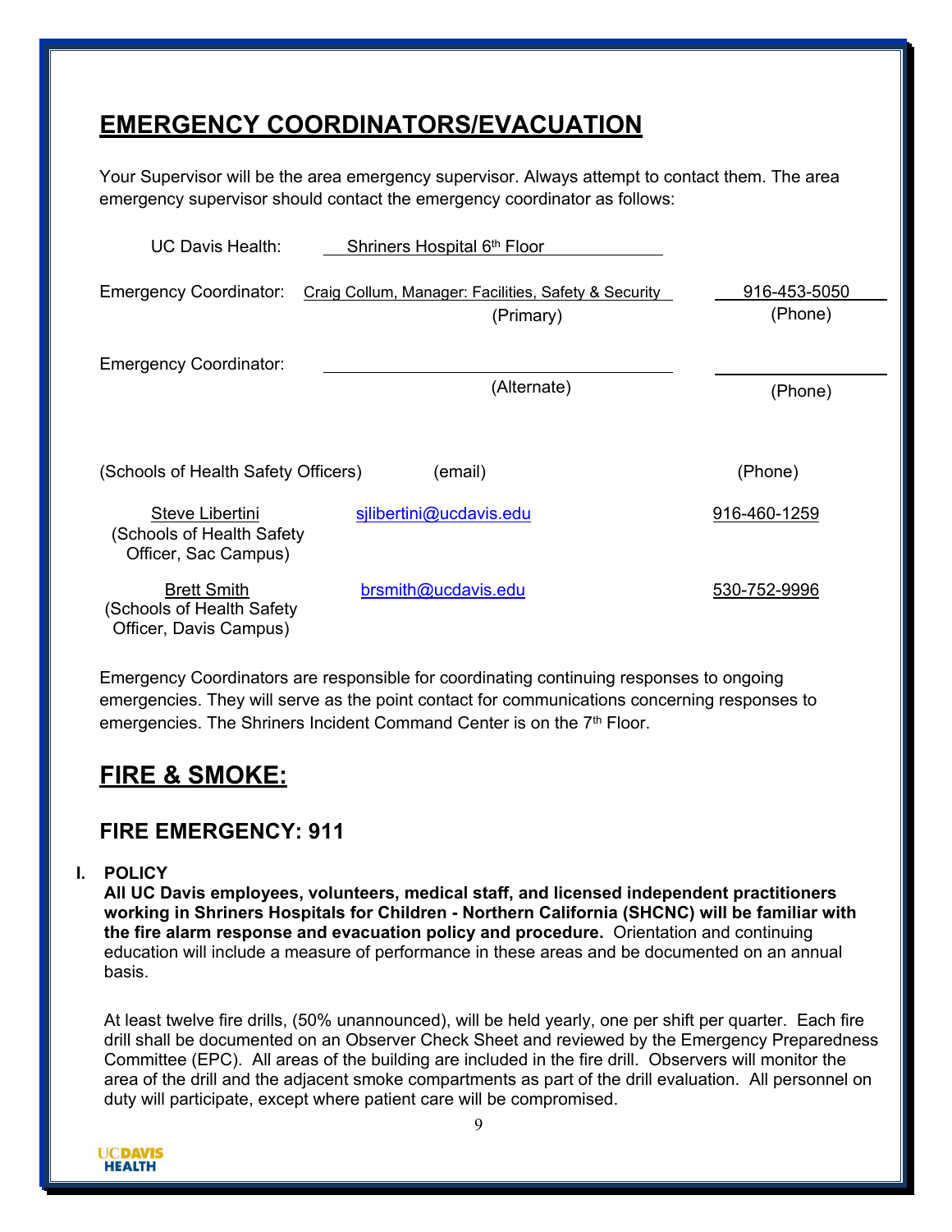# EMERGENCY COORDINATORS/EVACUATION

Your Supervisor will be the area emergency supervisor. Always attempt to contact them. The area emergency supervisor should contact the emergency coordinator as follows:

UC Davis Health: Shriners Hospital 6th Floor

Emergency Coordinator: Craig Collum, Manager: Facilities, Safety & Security (Primary) — 916-453-5050 (Phone)

Emergency Coordinator: ____________________ (Alternate) — ____________ (Phone)

| (Schools of Health Safety Officers) | (email) | (Phone) |
|---|---|---|
| Steve Libertini (Schools of Health Safety Officer, Sac Campus) | sjlibertini@ucdavis.edu | 916-460-1259 |
| Brett Smith (Schools of Health Safety Officer, Davis Campus) | brsmith@ucdavis.edu | 530-752-9996 |

Emergency Coordinators are responsible for coordinating continuing responses to ongoing emergencies. They will serve as the point contact for communications concerning responses to emergencies. The Shriners Incident Command Center is on the 7th Floor.

# FIRE & SMOKE:

## FIRE EMERGENCY: 911

**I. POLICY**

**All UC Davis employees, volunteers, medical staff, and licensed independent practitioners working in Shriners Hospitals for Children - Northern California (SHCNC) will be familiar with the fire alarm response and evacuation policy and procedure.** Orientation and continuing education will include a measure of performance in these areas and be documented on an annual basis.

At least twelve fire drills, (50% unannounced), will be held yearly, one per shift per quarter. Each fire drill shall be documented on an Observer Check Sheet and reviewed by the Emergency Preparedness Committee (EPC). All areas of the building are included in the fire drill. Observers will monitor the area of the drill and the adjacent smoke compartments as part of the drill evaluation. All personnel on duty will participate, except where patient care will be compromised.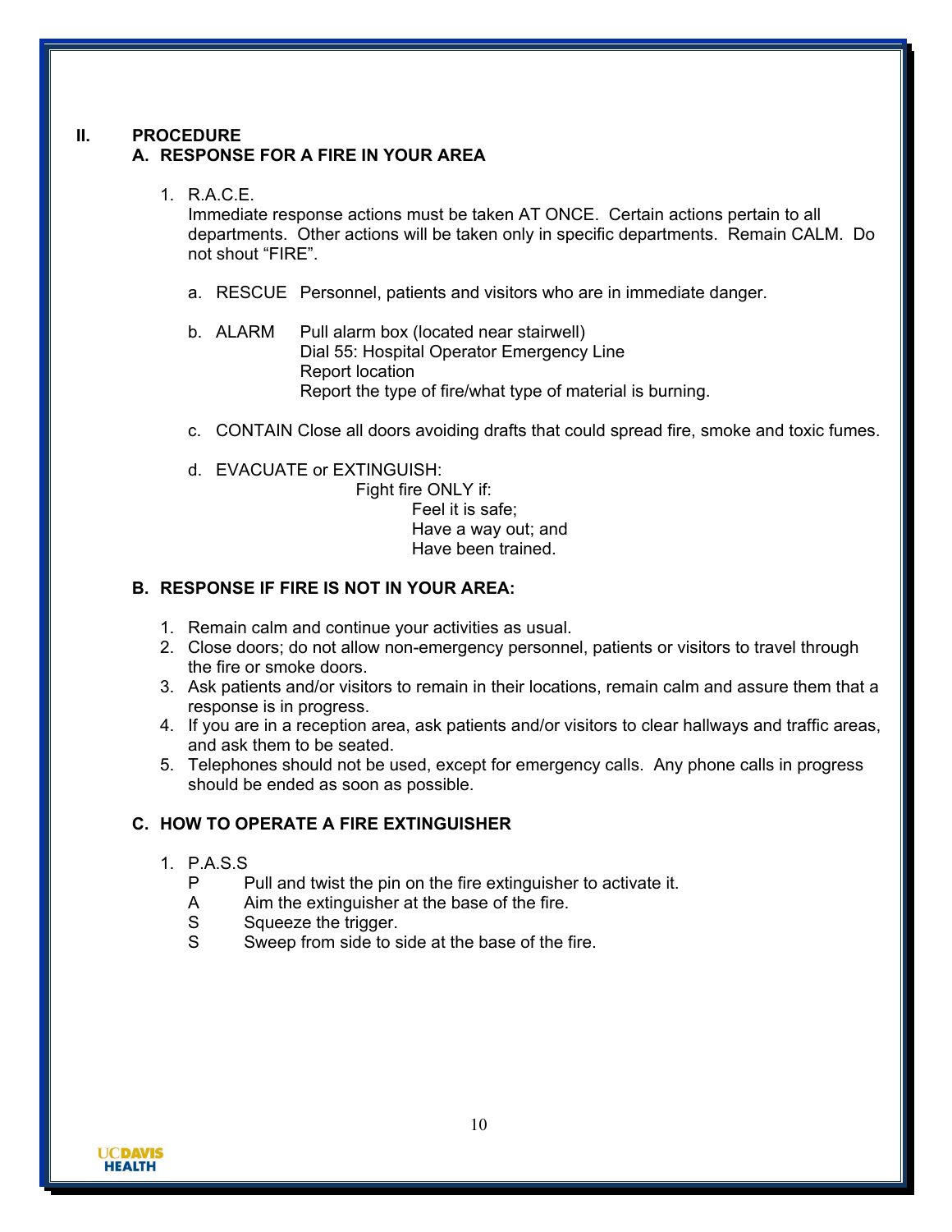## II. PROCEDURE

### A. RESPONSE FOR A FIRE IN YOUR AREA

1. R.A.C.E.

   Immediate response actions must be taken AT ONCE. Certain actions pertain to all departments. Other actions will be taken only in specific departments. Remain CALM. Do not shout "FIRE".

   a. RESCUE Personnel, patients and visitors who are in immediate danger.

   b. ALARM Pull alarm box (located near stairwell)
      Dial 55: Hospital Operator Emergency Line
      Report location
      Report the type of fire/what type of material is burning.

   c. CONTAIN Close all doors avoiding drafts that could spread fire, smoke and toxic fumes.

   d. EVACUATE or EXTINGUISH:
      Fight fire ONLY if:
      - Feel it is safe;
      - Have a way out; and
      - Have been trained.

### B. RESPONSE IF FIRE IS NOT IN YOUR AREA:

1. Remain calm and continue your activities as usual.
2. Close doors; do not allow non-emergency personnel, patients or visitors to travel through the fire or smoke doors.
3. Ask patients and/or visitors to remain in their locations, remain calm and assure them that a response is in progress.
4. If you are in a reception area, ask patients and/or visitors to clear hallways and traffic areas, and ask them to be seated.
5. Telephones should not be used, except for emergency calls. Any phone calls in progress should be ended as soon as possible.

### C. HOW TO OPERATE A FIRE EXTINGUISHER

1. P.A.S.S
   - P Pull and twist the pin on the fire extinguisher to activate it.
   - A Aim the extinguisher at the base of the fire.
   - S Squeeze the trigger.
   - S Sweep from side to side at the base of the fire.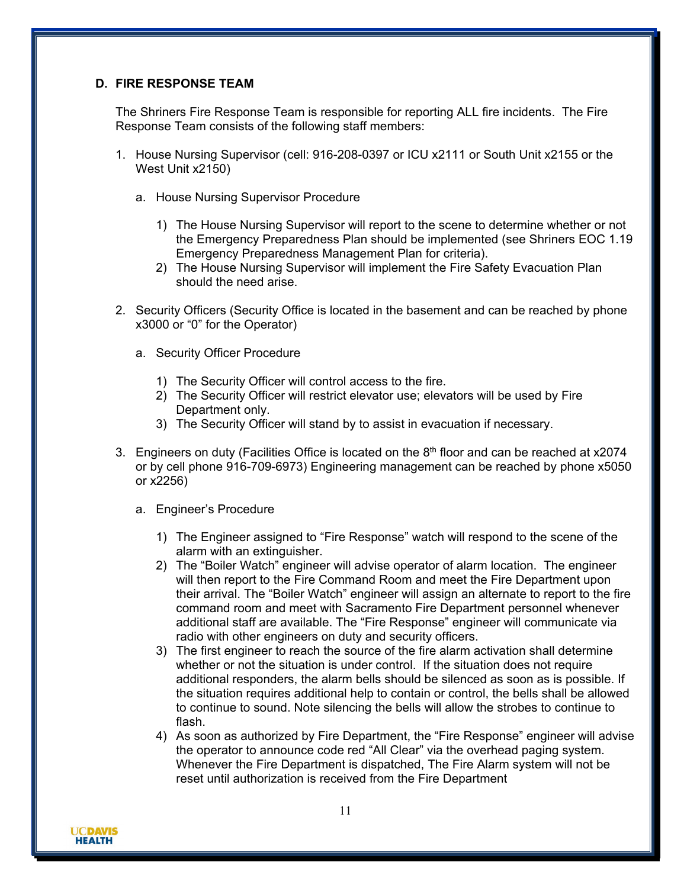### D. FIRE RESPONSE TEAM

The Shriners Fire Response Team is responsible for reporting ALL fire incidents. The Fire Response Team consists of the following staff members:

1. House Nursing Supervisor (cell: 916-208-0397 or ICU x2111 or South Unit x2155 or the West Unit x2150)

   a. House Nursing Supervisor Procedure

      1) The House Nursing Supervisor will report to the scene to determine whether or not the Emergency Preparedness Plan should be implemented (see Shriners EOC 1.19 Emergency Preparedness Management Plan for criteria).
      2) The House Nursing Supervisor will implement the Fire Safety Evacuation Plan should the need arise.

2. Security Officers (Security Office is located in the basement and can be reached by phone x3000 or "0" for the Operator)

   a. Security Officer Procedure

      1) The Security Officer will control access to the fire.
      2) The Security Officer will restrict elevator use; elevators will be used by Fire Department only.
      3) The Security Officer will stand by to assist in evacuation if necessary.

3. Engineers on duty (Facilities Office is located on the 8th floor and can be reached at x2074 or by cell phone 916-709-6973) Engineering management can be reached by phone x5050 or x2256)

   a. Engineer's Procedure

      1) The Engineer assigned to "Fire Response" watch will respond to the scene of the alarm with an extinguisher.
      2) The "Boiler Watch" engineer will advise operator of alarm location. The engineer will then report to the Fire Command Room and meet the Fire Department upon their arrival. The "Boiler Watch" engineer will assign an alternate to report to the fire command room and meet with Sacramento Fire Department personnel whenever additional staff are available. The "Fire Response" engineer will communicate via radio with other engineers on duty and security officers.
      3) The first engineer to reach the source of the fire alarm activation shall determine whether or not the situation is under control. If the situation does not require additional responders, the alarm bells should be silenced as soon as is possible. If the situation requires additional help to contain or control, the bells shall be allowed to continue to sound. Note silencing the bells will allow the strobes to continue to flash.
      4) As soon as authorized by Fire Department, the "Fire Response" engineer will advise the operator to announce code red "All Clear" via the overhead paging system. Whenever the Fire Department is dispatched, The Fire Alarm system will not be reset until authorization is received from the Fire Department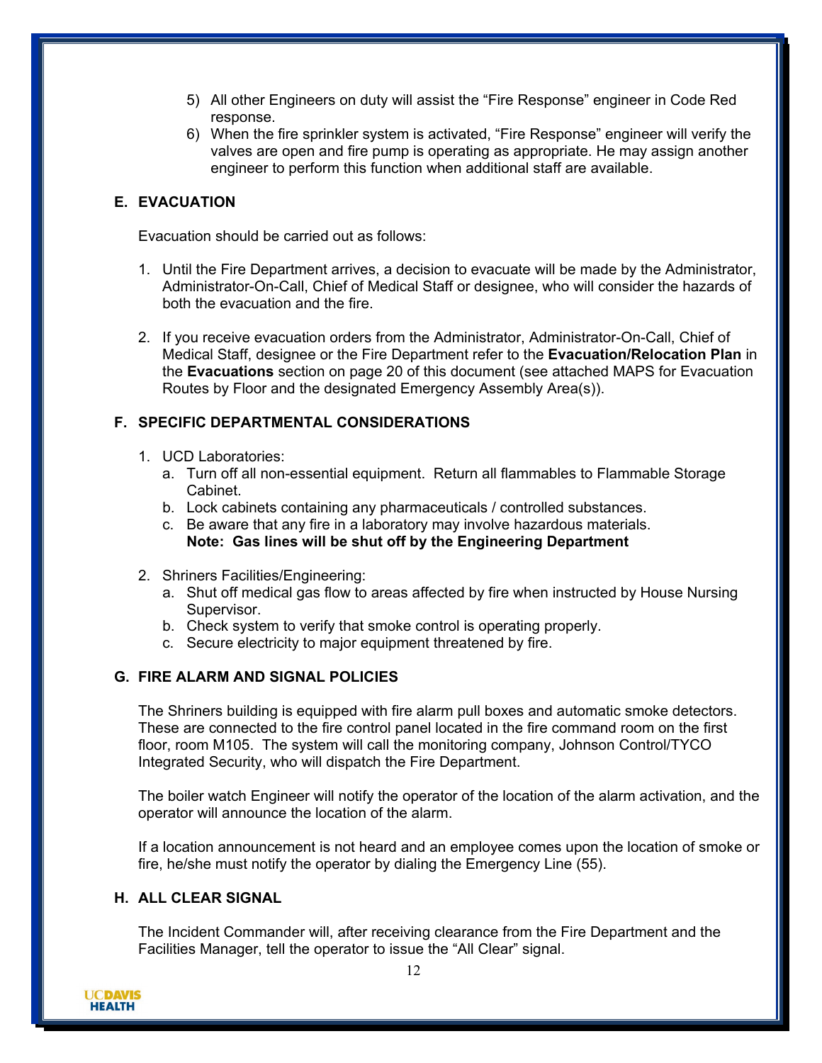5) All other Engineers on duty will assist the “Fire Response” engineer in Code Red response.
6) When the fire sprinkler system is activated, “Fire Response” engineer will verify the valves are open and fire pump is operating as appropriate. He may assign another engineer to perform this function when additional staff are available.

## E. EVACUATION

Evacuation should be carried out as follows:

1. Until the Fire Department arrives, a decision to evacuate will be made by the Administrator, Administrator-On-Call, Chief of Medical Staff or designee, who will consider the hazards of both the evacuation and the fire.

2. If you receive evacuation orders from the Administrator, Administrator-On-Call, Chief of Medical Staff, designee or the Fire Department refer to the **Evacuation/Relocation Plan** in the **Evacuations** section on page 20 of this document (see attached MAPS for Evacuation Routes by Floor and the designated Emergency Assembly Area(s)).

## F. SPECIFIC DEPARTMENTAL CONSIDERATIONS

1. UCD Laboratories:
   a. Turn off all non-essential equipment. Return all flammables to Flammable Storage Cabinet.
   b. Lock cabinets containing any pharmaceuticals / controlled substances.
   c. Be aware that any fire in a laboratory may involve hazardous materials.
   **Note: Gas lines will be shut off by the Engineering Department**

2. Shriners Facilities/Engineering:
   a. Shut off medical gas flow to areas affected by fire when instructed by House Nursing Supervisor.
   b. Check system to verify that smoke control is operating properly.
   c. Secure electricity to major equipment threatened by fire.

## G. FIRE ALARM AND SIGNAL POLICIES

The Shriners building is equipped with fire alarm pull boxes and automatic smoke detectors. These are connected to the fire control panel located in the fire command room on the first floor, room M105. The system will call the monitoring company, Johnson Control/TYCO Integrated Security, who will dispatch the Fire Department.

The boiler watch Engineer will notify the operator of the location of the alarm activation, and the operator will announce the location of the alarm.

If a location announcement is not heard and an employee comes upon the location of smoke or fire, he/she must notify the operator by dialing the Emergency Line (55).

## H. ALL CLEAR SIGNAL

The Incident Commander will, after receiving clearance from the Fire Department and the Facilities Manager, tell the operator to issue the “All Clear” signal.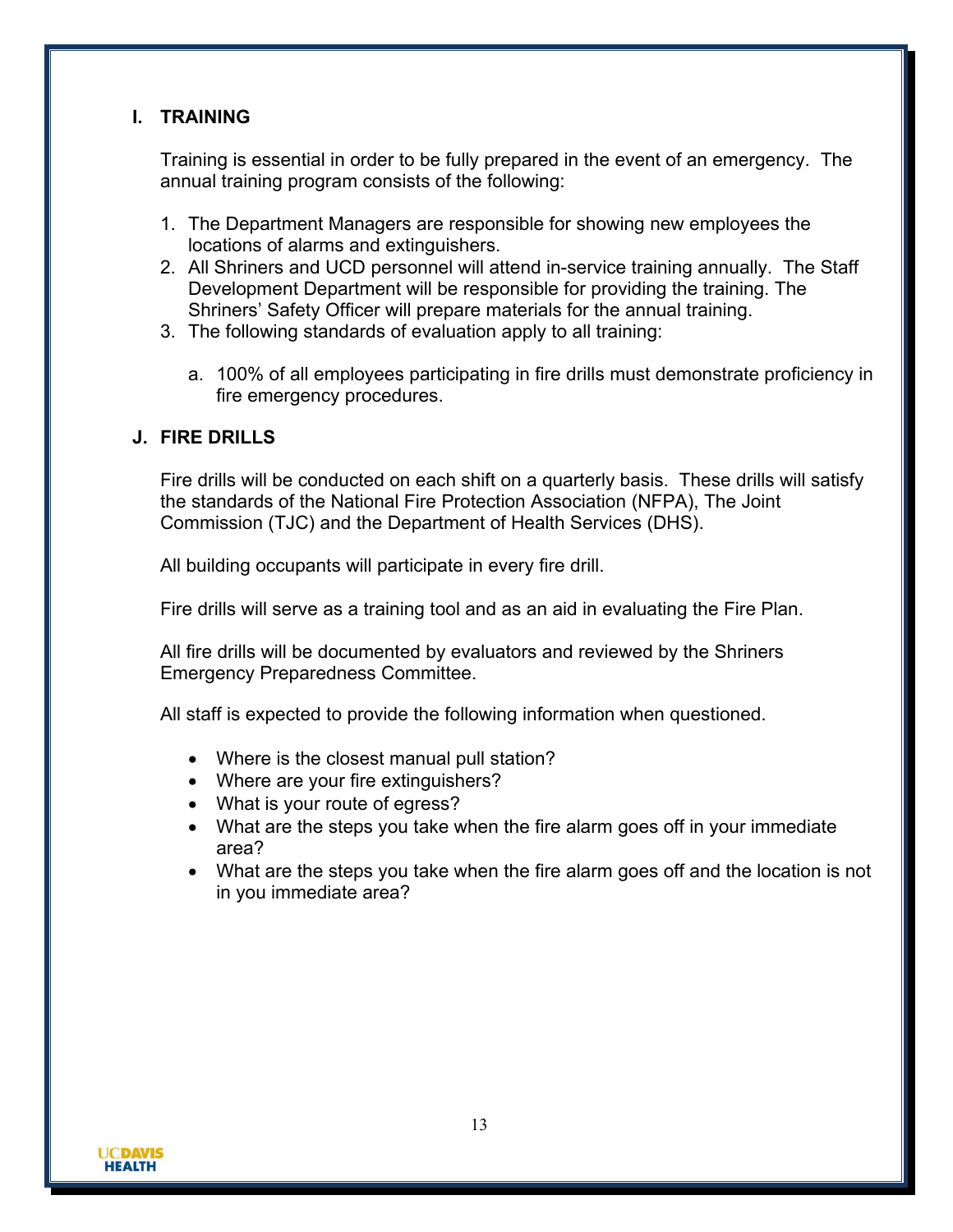## I. TRAINING

Training is essential in order to be fully prepared in the event of an emergency. The annual training program consists of the following:

1. The Department Managers are responsible for showing new employees the locations of alarms and extinguishers.
2. All Shriners and UCD personnel will attend in-service training annually. The Staff Development Department will be responsible for providing the training. The Shriners' Safety Officer will prepare materials for the annual training.
3. The following standards of evaluation apply to all training:

   a. 100% of all employees participating in fire drills must demonstrate proficiency in fire emergency procedures.

## J. FIRE DRILLS

Fire drills will be conducted on each shift on a quarterly basis. These drills will satisfy the standards of the National Fire Protection Association (NFPA), The Joint Commission (TJC) and the Department of Health Services (DHS).

All building occupants will participate in every fire drill.

Fire drills will serve as a training tool and as an aid in evaluating the Fire Plan.

All fire drills will be documented by evaluators and reviewed by the Shriners Emergency Preparedness Committee.

All staff is expected to provide the following information when questioned.

- Where is the closest manual pull station?
- Where are your fire extinguishers?
- What is your route of egress?
- What are the steps you take when the fire alarm goes off in your immediate area?
- What are the steps you take when the fire alarm goes off and the location is not in you immediate area?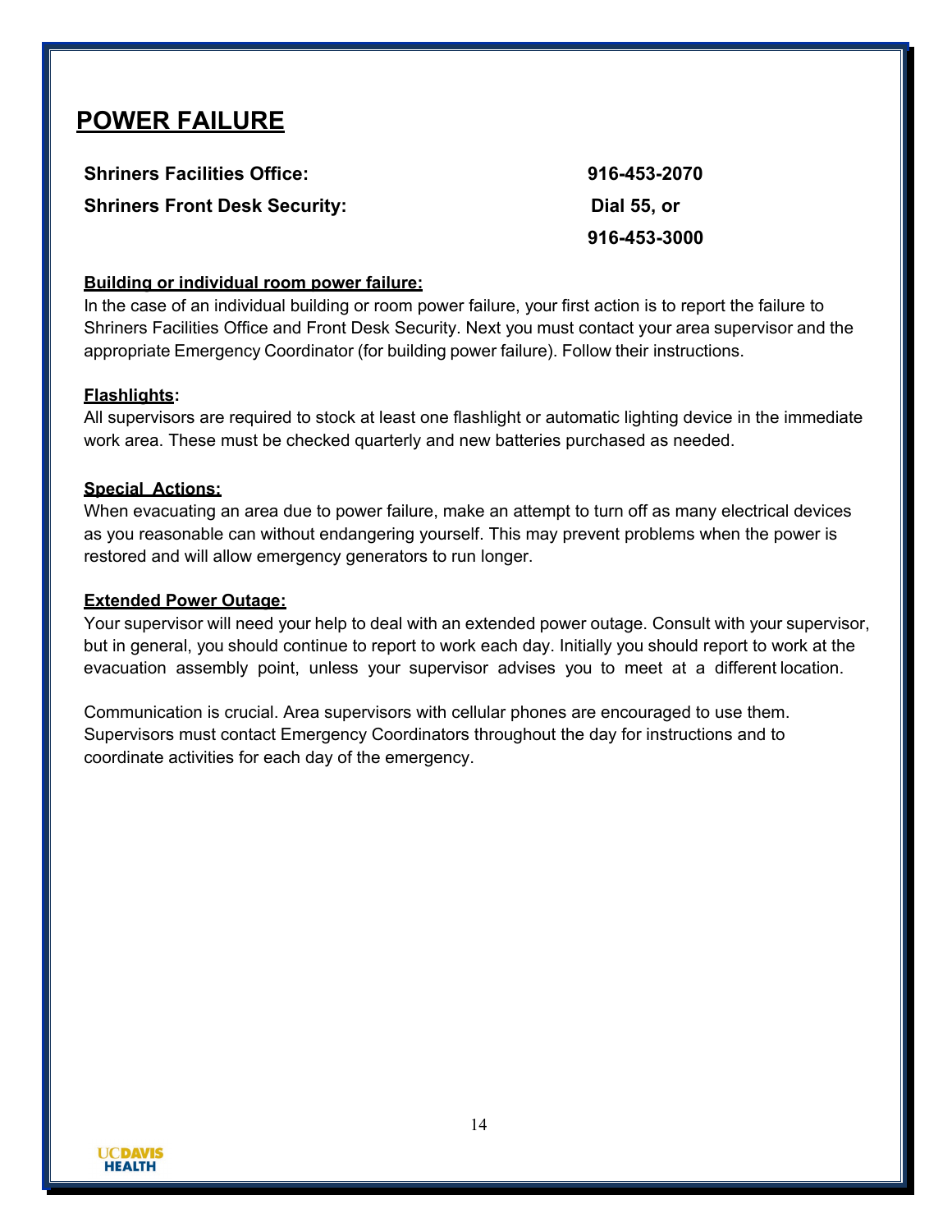# POWER FAILURE

| | |
|---|---|
| **Shriners Facilities Office:** | **916-453-2070** |
| **Shriners Front Desk Security:** | **Dial 55, or 916-453-3000** |

**Building or individual room power failure:**

In the case of an individual building or room power failure, your first action is to report the failure to Shriners Facilities Office and Front Desk Security. Next you must contact your area supervisor and the appropriate Emergency Coordinator (for building power failure). Follow their instructions.

**Flashlights:**

All supervisors are required to stock at least one flashlight or automatic lighting device in the immediate work area. These must be checked quarterly and new batteries purchased as needed.

**Special Actions:**

When evacuating an area due to power failure, make an attempt to turn off as many electrical devices as you reasonable can without endangering yourself. This may prevent problems when the power is restored and will allow emergency generators to run longer.

**Extended Power Outage:**

Your supervisor will need your help to deal with an extended power outage. Consult with your supervisor, but in general, you should continue to report to work each day. Initially you should report to work at the evacuation assembly point, unless your supervisor advises you to meet at a different location.

Communication is crucial. Area supervisors with cellular phones are encouraged to use them. Supervisors must contact Emergency Coordinators throughout the day for instructions and to coordinate activities for each day of the emergency.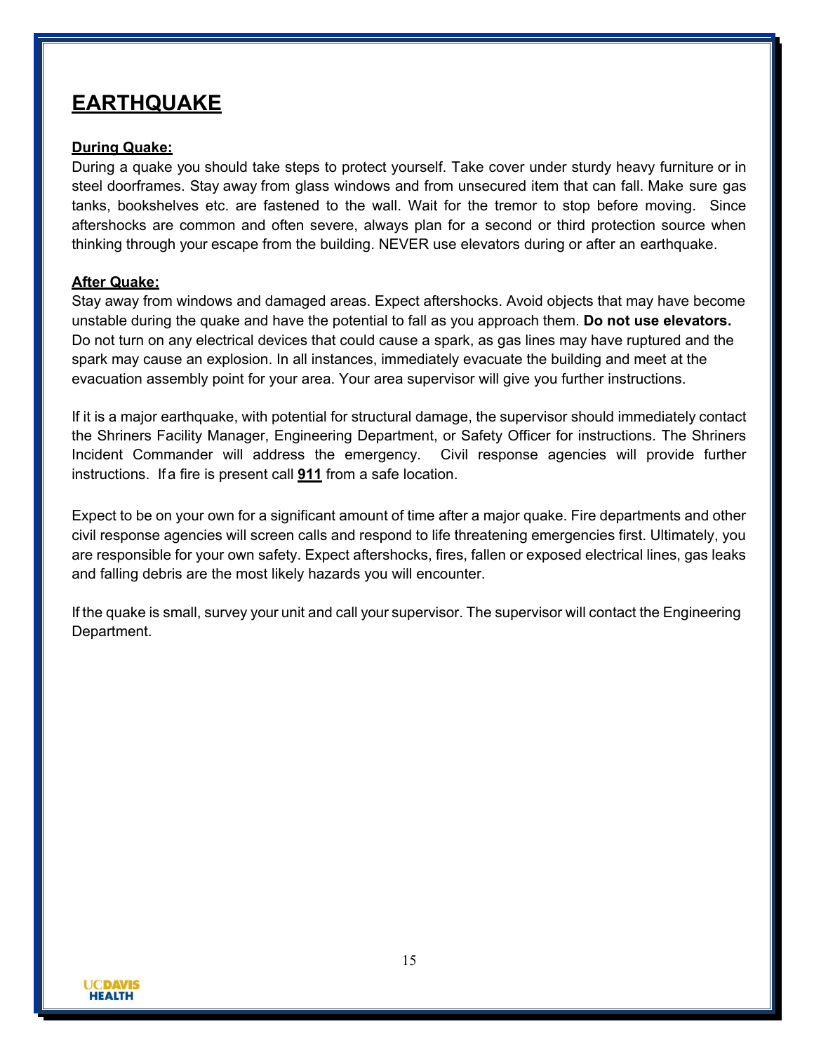# EARTHQUAKE

**During Quake:**

During a quake you should take steps to protect yourself. Take cover under sturdy heavy furniture or in steel doorframes. Stay away from glass windows and from unsecured item that can fall. Make sure gas tanks, bookshelves etc. are fastened to the wall. Wait for the tremor to stop before moving. Since aftershocks are common and often severe, always plan for a second or third protection source when thinking through your escape from the building. NEVER use elevators during or after an earthquake.

**After Quake:**

Stay away from windows and damaged areas. Expect aftershocks. Avoid objects that may have become unstable during the quake and have the potential to fall as you approach them. **Do not use elevators.** Do not turn on any electrical devices that could cause a spark, as gas lines may have ruptured and the spark may cause an explosion. In all instances, immediately evacuate the building and meet at the evacuation assembly point for your area. Your area supervisor will give you further instructions.

If it is a major earthquake, with potential for structural damage, the supervisor should immediately contact the Shriners Facility Manager, Engineering Department, or Safety Officer for instructions. The Shriners Incident Commander will address the emergency. Civil response agencies will provide further instructions. If a fire is present call **911** from a safe location.

Expect to be on your own for a significant amount of time after a major quake. Fire departments and other civil response agencies will screen calls and respond to life threatening emergencies first. Ultimately, you are responsible for your own safety. Expect aftershocks, fires, fallen or exposed electrical lines, gas leaks and falling debris are the most likely hazards you will encounter.

If the quake is small, survey your unit and call your supervisor. The supervisor will contact the Engineering Department.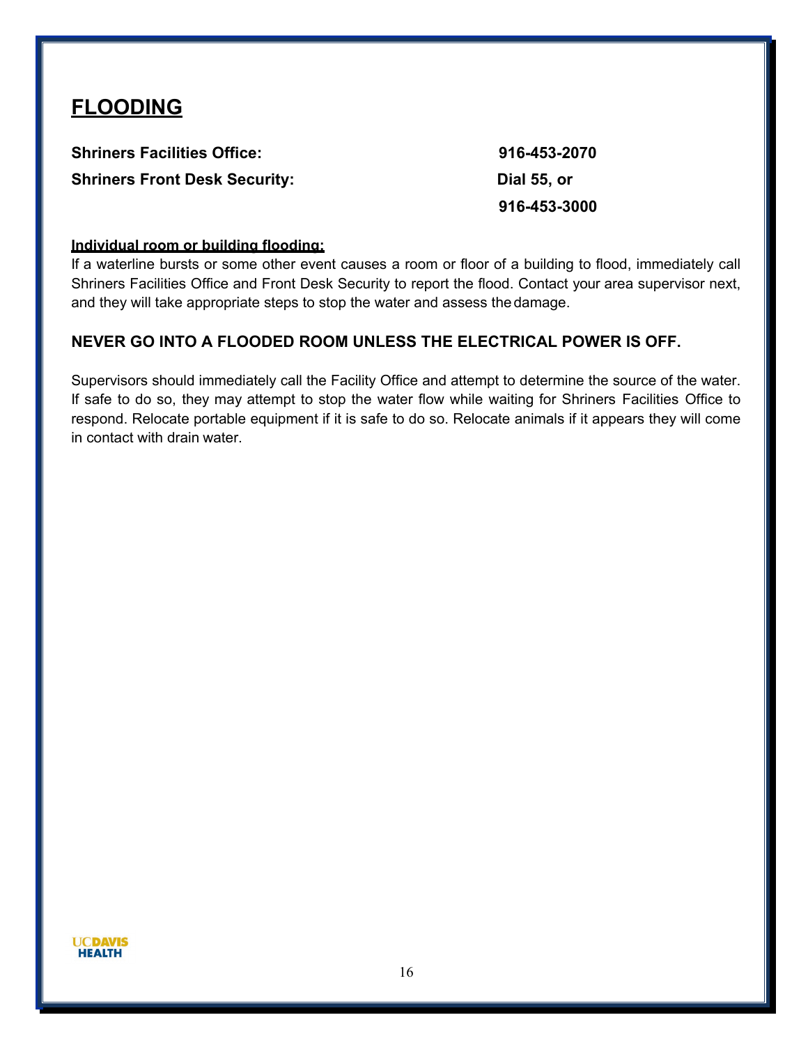## FLOODING

**Shriners Facilities Office:** **916-453-2070**

**Shriners Front Desk Security:** **Dial 55, or**

**916-453-3000**

**Individual room or building flooding:**

If a waterline bursts or some other event causes a room or floor of a building to flood, immediately call Shriners Facilities Office and Front Desk Security to report the flood. Contact your area supervisor next, and they will take appropriate steps to stop the water and assess the damage.

**NEVER GO INTO A FLOODED ROOM UNLESS THE ELECTRICAL POWER IS OFF.**

Supervisors should immediately call the Facility Office and attempt to determine the source of the water. If safe to do so, they may attempt to stop the water flow while waiting for Shriners Facilities Office to respond. Relocate portable equipment if it is safe to do so. Relocate animals if it appears they will come in contact with drain water.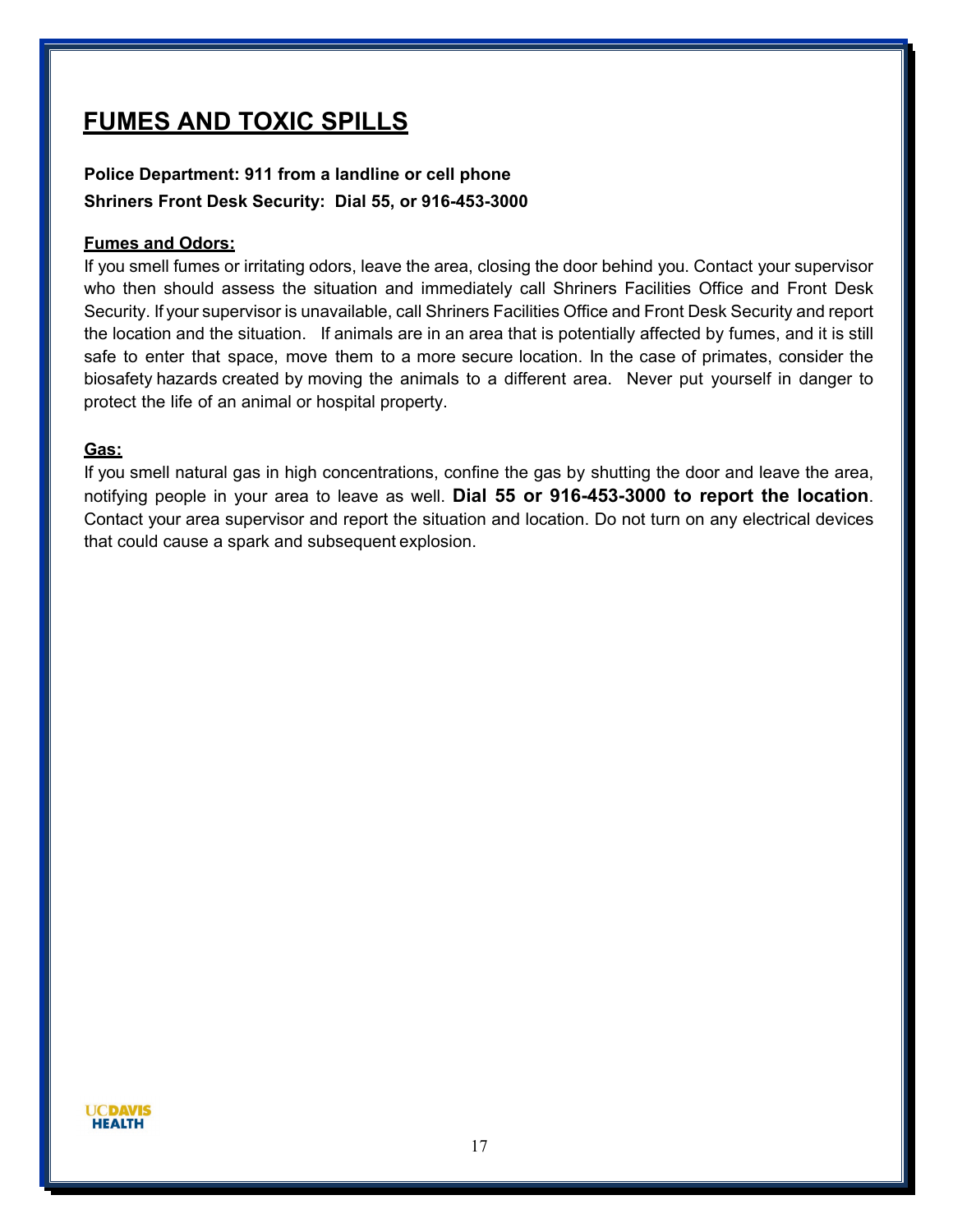# FUMES AND TOXIC SPILLS

**Police Department: 911 from a landline or cell phone**
**Shriners Front Desk Security: Dial 55, or 916-453-3000**

## Fumes and Odors:

If you smell fumes or irritating odors, leave the area, closing the door behind you. Contact your supervisor who then should assess the situation and immediately call Shriners Facilities Office and Front Desk Security. If your supervisor is unavailable, call Shriners Facilities Office and Front Desk Security and report the location and the situation. If animals are in an area that is potentially affected by fumes, and it is still safe to enter that space, move them to a more secure location. In the case of primates, consider the biosafety hazards created by moving the animals to a different area. Never put yourself in danger to protect the life of an animal or hospital property.

## Gas:

If you smell natural gas in high concentrations, confine the gas by shutting the door and leave the area, notifying people in your area to leave as well. **Dial 55 or 916-453-3000 to report the location**. Contact your area supervisor and report the situation and location. Do not turn on any electrical devices that could cause a spark and subsequent explosion.

UC DAVIS HEALTH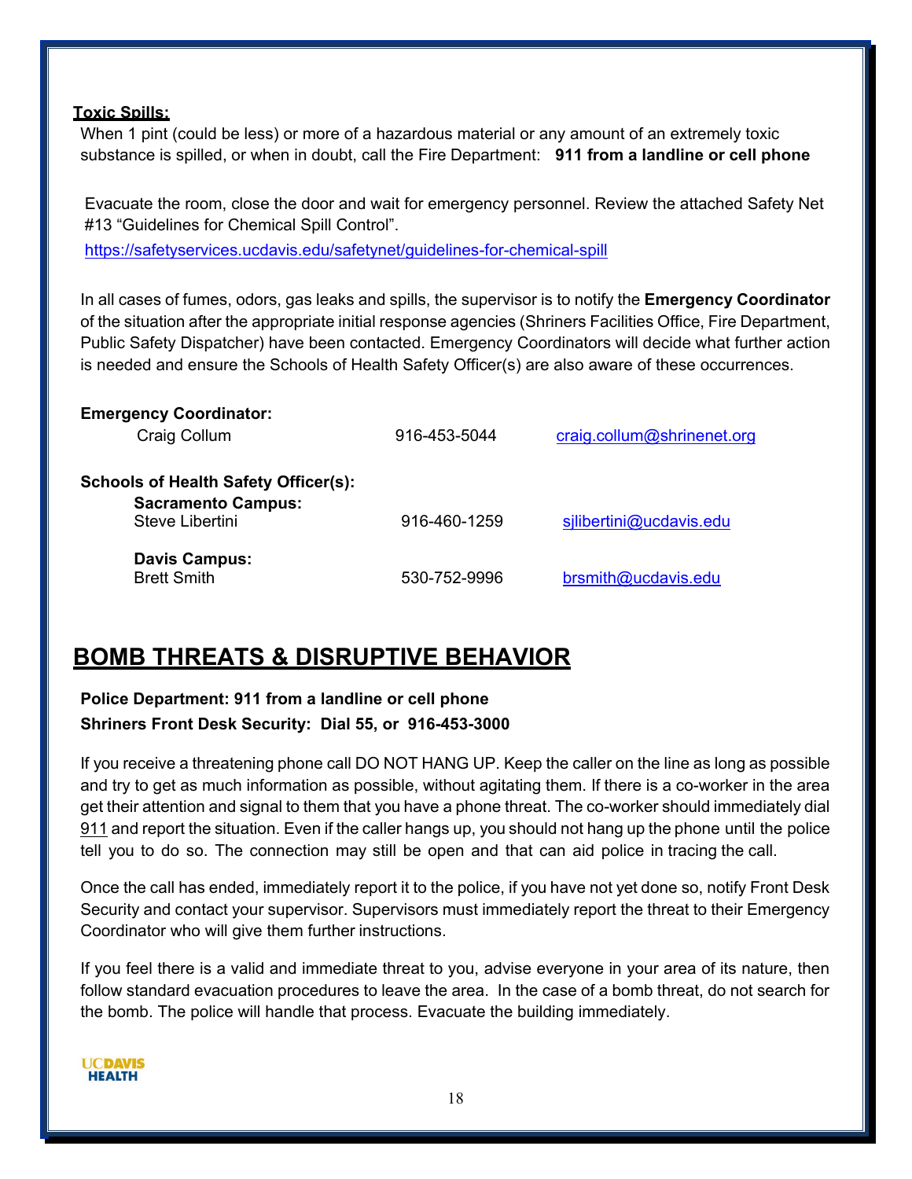**Toxic Spills:**

When 1 pint (could be less) or more of a hazardous material or any amount of an extremely toxic substance is spilled, or when in doubt, call the Fire Department: **911 from a landline or cell phone**

Evacuate the room, close the door and wait for emergency personnel. Review the attached Safety Net #13 "Guidelines for Chemical Spill Control".

https://safetyservices.ucdavis.edu/safetynet/guidelines-for-chemical-spill

In all cases of fumes, odors, gas leaks and spills, the supervisor is to notify the **Emergency Coordinator** of the situation after the appropriate initial response agencies (Shriners Facilities Office, Fire Department, Public Safety Dispatcher) have been contacted. Emergency Coordinators will decide what further action is needed and ensure the Schools of Health Safety Officer(s) are also aware of these occurrences.

**Emergency Coordinator:**

| Craig Collum | 916-453-5044 | craig.collum@shrinenet.org |
|---|---|---|

**Schools of Health Safety Officer(s):**

**Sacramento Campus:**

| Steve Libertini | 916-460-1259 | sjlibertini@ucdavis.edu |
|---|---|---|

**Davis Campus:**

| Brett Smith | 530-752-9996 | brsmith@ucdavis.edu |
|---|---|---|

# BOMB THREATS & DISRUPTIVE BEHAVIOR

**Police Department: 911 from a landline or cell phone**
**Shriners Front Desk Security: Dial 55, or 916-453-3000**

If you receive a threatening phone call DO NOT HANG UP. Keep the caller on the line as long as possible and try to get as much information as possible, without agitating them. If there is a co-worker in the area get their attention and signal to them that you have a phone threat. The co-worker should immediately dial 911 and report the situation. Even if the caller hangs up, you should not hang up the phone until the police tell you to do so. The connection may still be open and that can aid police in tracing the call.

Once the call has ended, immediately report it to the police, if you have not yet done so, notify Front Desk Security and contact your supervisor. Supervisors must immediately report the threat to their Emergency Coordinator who will give them further instructions.

If you feel there is a valid and immediate threat to you, advise everyone in your area of its nature, then follow standard evacuation procedures to leave the area. In the case of a bomb threat, do not search for the bomb. The police will handle that process. Evacuate the building immediately.

UCDAVIS HEALTH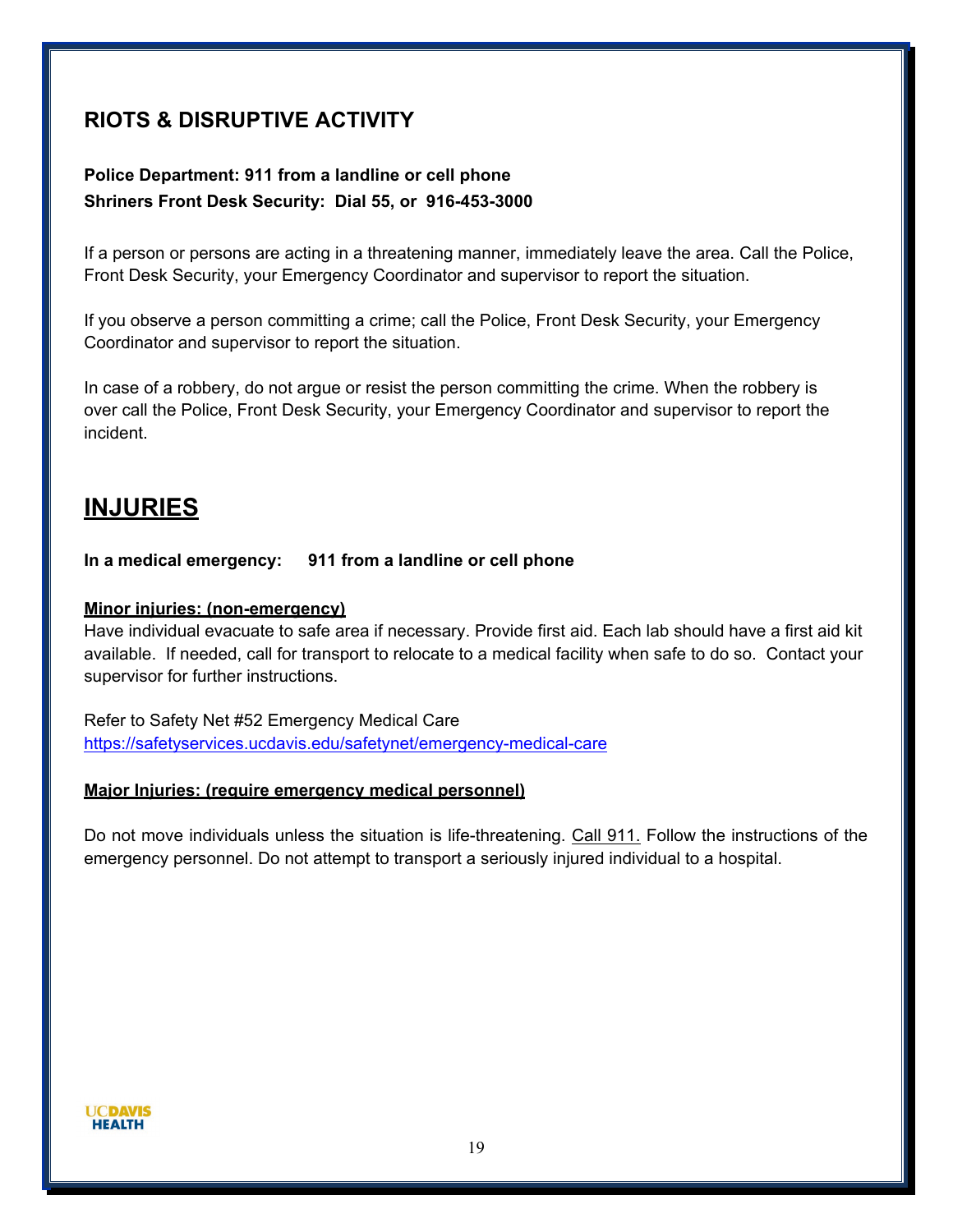## RIOTS & DISRUPTIVE ACTIVITY

**Police Department: 911 from a landline or cell phone**
**Shriners Front Desk Security: Dial 55, or 916-453-3000**

If a person or persons are acting in a threatening manner, immediately leave the area. Call the Police, Front Desk Security, your Emergency Coordinator and supervisor to report the situation.

If you observe a person committing a crime; call the Police, Front Desk Security, your Emergency Coordinator and supervisor to report the situation.

In case of a robbery, do not argue or resist the person committing the crime. When the robbery is over call the Police, Front Desk Security, your Emergency Coordinator and supervisor to report the incident.

## INJURIES

**In a medical emergency: 911 from a landline or cell phone**

**Minor injuries: (non-emergency)**
Have individual evacuate to safe area if necessary. Provide first aid. Each lab should have a first aid kit available. If needed, call for transport to relocate to a medical facility when safe to do so. Contact your supervisor for further instructions.

Refer to Safety Net #52 Emergency Medical Care
https://safetyservices.ucdavis.edu/safetynet/emergency-medical-care

**Major Injuries: (require emergency medical personnel)**

Do not move individuals unless the situation is life-threatening. Call 911. Follow the instructions of the emergency personnel. Do not attempt to transport a seriously injured individual to a hospital.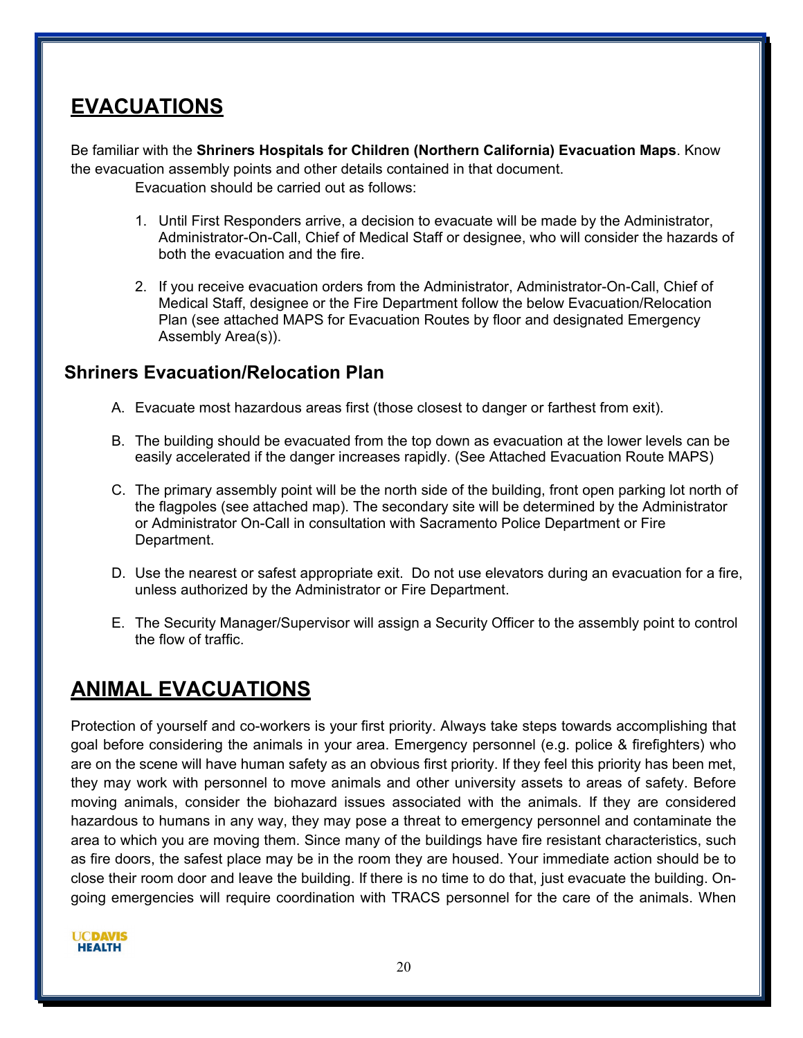## EVACUATIONS

Be familiar with the **Shriners Hospitals for Children (Northern California) Evacuation Maps**. Know the evacuation assembly points and other details contained in that document.

Evacuation should be carried out as follows:

1. Until First Responders arrive, a decision to evacuate will be made by the Administrator, Administrator-On-Call, Chief of Medical Staff or designee, who will consider the hazards of both the evacuation and the fire.

2. If you receive evacuation orders from the Administrator, Administrator-On-Call, Chief of Medical Staff, designee or the Fire Department follow the below Evacuation/Relocation Plan (see attached MAPS for Evacuation Routes by floor and designated Emergency Assembly Area(s)).

### Shriners Evacuation/Relocation Plan

A. Evacuate most hazardous areas first (those closest to danger or farthest from exit).

B. The building should be evacuated from the top down as evacuation at the lower levels can be easily accelerated if the danger increases rapidly. (See Attached Evacuation Route MAPS)

C. The primary assembly point will be the north side of the building, front open parking lot north of the flagpoles (see attached map). The secondary site will be determined by the Administrator or Administrator On-Call in consultation with Sacramento Police Department or Fire Department.

D. Use the nearest or safest appropriate exit. Do not use elevators during an evacuation for a fire, unless authorized by the Administrator or Fire Department.

E. The Security Manager/Supervisor will assign a Security Officer to the assembly point to control the flow of traffic.

## ANIMAL EVACUATIONS

Protection of yourself and co-workers is your first priority. Always take steps towards accomplishing that goal before considering the animals in your area. Emergency personnel (e.g. police & firefighters) who are on the scene will have human safety as an obvious first priority. If they feel this priority has been met, they may work with personnel to move animals and other university assets to areas of safety. Before moving animals, consider the biohazard issues associated with the animals. If they are considered hazardous to humans in any way, they may pose a threat to emergency personnel and contaminate the area to which you are moving them. Since many of the buildings have fire resistant characteristics, such as fire doors, the safest place may be in the room they are housed. Your immediate action should be to close their room door and leave the building. If there is no time to do that, just evacuate the building. On-going emergencies will require coordination with TRACS personnel for the care of the animals. When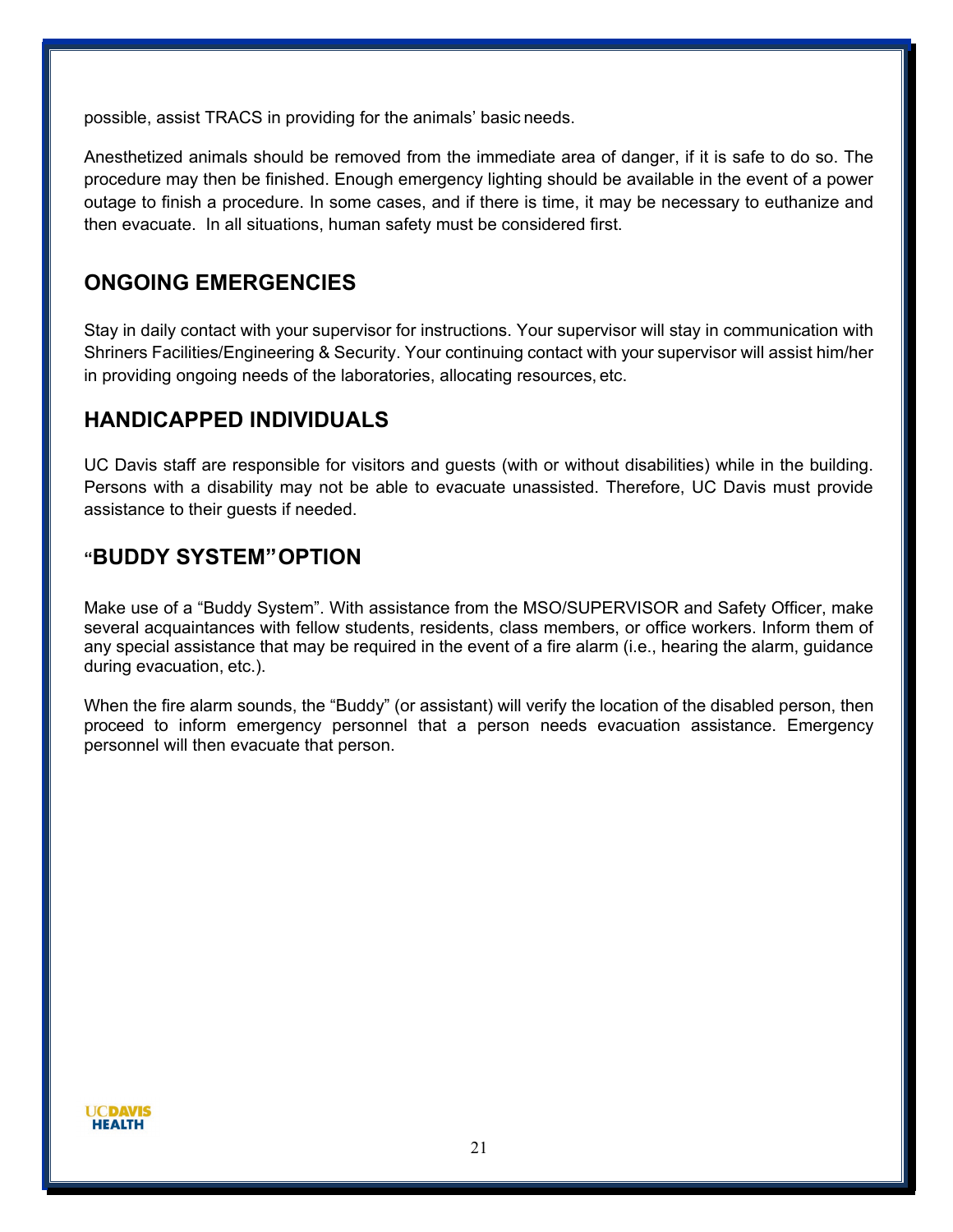possible, assist TRACS in providing for the animals' basic needs.

Anesthetized animals should be removed from the immediate area of danger, if it is safe to do so. The procedure may then be finished. Enough emergency lighting should be available in the event of a power outage to finish a procedure. In some cases, and if there is time, it may be necessary to euthanize and then evacuate. In all situations, human safety must be considered first.

## ONGOING EMERGENCIES

Stay in daily contact with your supervisor for instructions. Your supervisor will stay in communication with Shriners Facilities/Engineering & Security. Your continuing contact with your supervisor will assist him/her in providing ongoing needs of the laboratories, allocating resources, etc.

## HANDICAPPED INDIVIDUALS

UC Davis staff are responsible for visitors and guests (with or without disabilities) while in the building. Persons with a disability may not be able to evacuate unassisted. Therefore, UC Davis must provide assistance to their guests if needed.

## "BUDDY SYSTEM" OPTION

Make use of a "Buddy System". With assistance from the MSO/SUPERVISOR and Safety Officer, make several acquaintances with fellow students, residents, class members, or office workers. Inform them of any special assistance that may be required in the event of a fire alarm (i.e., hearing the alarm, guidance during evacuation, etc.).

When the fire alarm sounds, the "Buddy" (or assistant) will verify the location of the disabled person, then proceed to inform emergency personnel that a person needs evacuation assistance. Emergency personnel will then evacuate that person.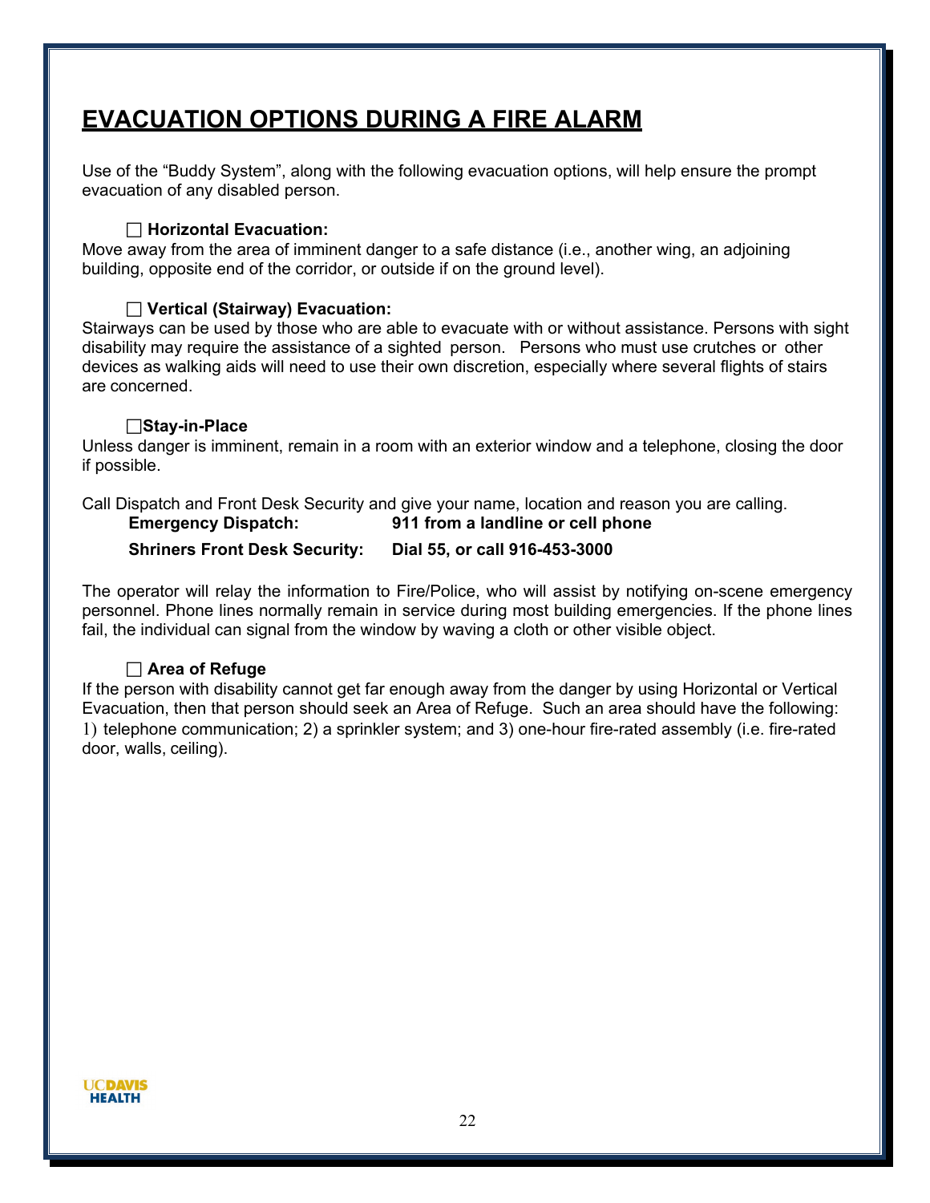# EVACUATION OPTIONS DURING A FIRE ALARM

Use of the "Buddy System", along with the following evacuation options, will help ensure the prompt evacuation of any disabled person.

☐ **Horizontal Evacuation:**

Move away from the area of imminent danger to a safe distance (i.e., another wing, an adjoining building, opposite end of the corridor, or outside if on the ground level).

☐ **Vertical (Stairway) Evacuation:**

Stairways can be used by those who are able to evacuate with or without assistance. Persons with sight disability may require the assistance of a sighted person. Persons who must use crutches or other devices as walking aids will need to use their own discretion, especially where several flights of stairs are concerned.

☐**Stay-in-Place**

Unless danger is imminent, remain in a room with an exterior window and a telephone, closing the door if possible.

Call Dispatch and Front Desk Security and give your name, location and reason you are calling.

| | |
|---|---|
| **Emergency Dispatch:** | **911 from a landline or cell phone** |
| **Shriners Front Desk Security:** | **Dial 55, or call 916-453-3000** |

The operator will relay the information to Fire/Police, who will assist by notifying on-scene emergency personnel. Phone lines normally remain in service during most building emergencies. If the phone lines fail, the individual can signal from the window by waving a cloth or other visible object.

☐ **Area of Refuge**

If the person with disability cannot get far enough away from the danger by using Horizontal or Vertical Evacuation, then that person should seek an Area of Refuge. Such an area should have the following: 1) telephone communication; 2) a sprinkler system; and 3) one-hour fire-rated assembly (i.e. fire-rated door, walls, ceiling).

UCDAVIS HEALTH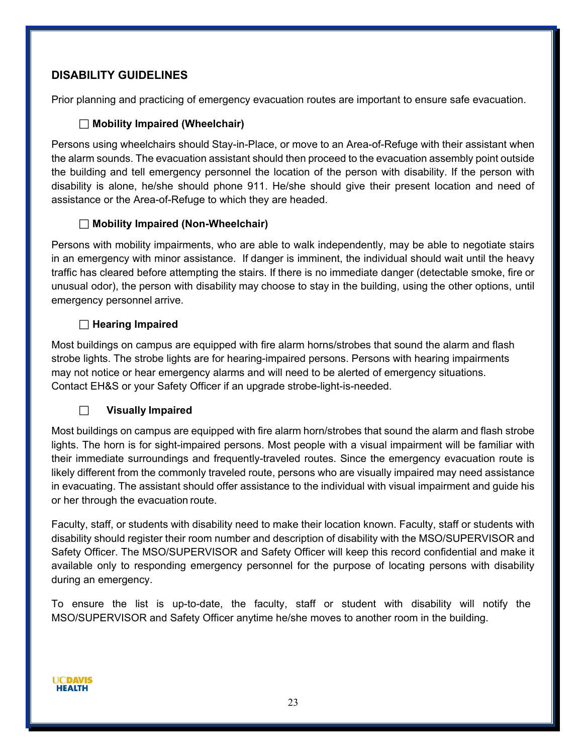## DISABILITY GUIDELINES

Prior planning and practicing of emergency evacuation routes are important to ensure safe evacuation.

☐ **Mobility Impaired (Wheelchair)**

Persons using wheelchairs should Stay-in-Place, or move to an Area-of-Refuge with their assistant when the alarm sounds. The evacuation assistant should then proceed to the evacuation assembly point outside the building and tell emergency personnel the location of the person with disability. If the person with disability is alone, he/she should phone 911. He/she should give their present location and need of assistance or the Area-of-Refuge to which they are headed.

☐ **Mobility Impaired (Non-Wheelchair)**

Persons with mobility impairments, who are able to walk independently, may be able to negotiate stairs in an emergency with minor assistance. If danger is imminent, the individual should wait until the heavy traffic has cleared before attempting the stairs. If there is no immediate danger (detectable smoke, fire or unusual odor), the person with disability may choose to stay in the building, using the other options, until emergency personnel arrive.

☐ **Hearing Impaired**

Most buildings on campus are equipped with fire alarm horns/strobes that sound the alarm and flash strobe lights. The strobe lights are for hearing-impaired persons. Persons with hearing impairments may not notice or hear emergency alarms and will need to be alerted of emergency situations. Contact EH&S or your Safety Officer if an upgrade strobe-light-is-needed.

☐ **Visually Impaired**

Most buildings on campus are equipped with fire alarm horn/strobes that sound the alarm and flash strobe lights. The horn is for sight-impaired persons. Most people with a visual impairment will be familiar with their immediate surroundings and frequently-traveled routes. Since the emergency evacuation route is likely different from the commonly traveled route, persons who are visually impaired may need assistance in evacuating. The assistant should offer assistance to the individual with visual impairment and guide his or her through the evacuation route.

Faculty, staff, or students with disability need to make their location known. Faculty, staff or students with disability should register their room number and description of disability with the MSO/SUPERVISOR and Safety Officer. The MSO/SUPERVISOR and Safety Officer will keep this record confidential and make it available only to responding emergency personnel for the purpose of locating persons with disability during an emergency.

To ensure the list is up-to-date, the faculty, staff or student with disability will notify the MSO/SUPERVISOR and Safety Officer anytime he/she moves to another room in the building.

UCDAVIS HEALTH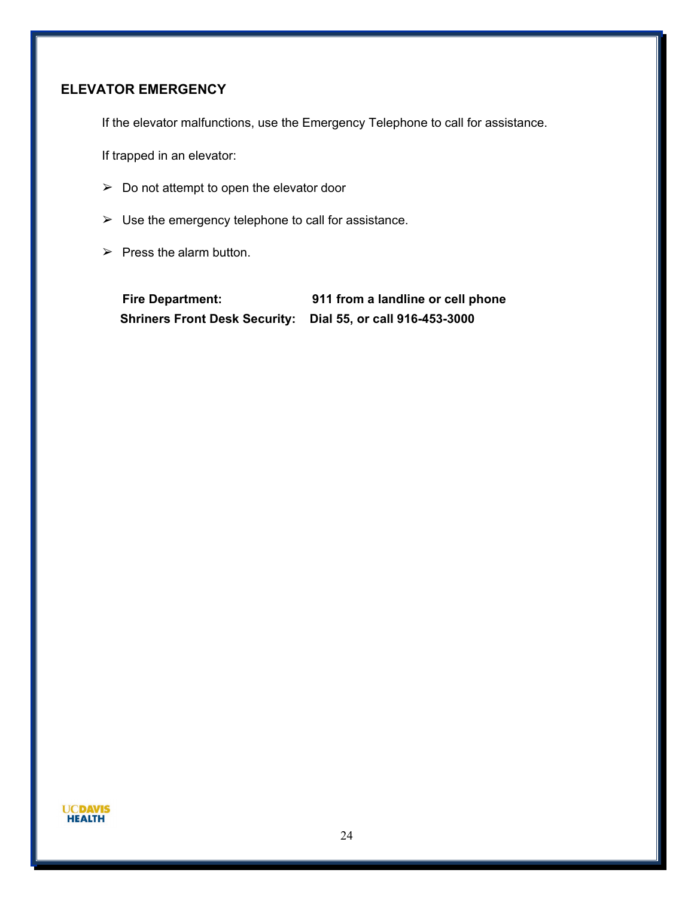## ELEVATOR EMERGENCY

If the elevator malfunctions, use the Emergency Telephone to call for assistance.

If trapped in an elevator:

- Do not attempt to open the elevator door
- Use the emergency telephone to call for assistance.
- Press the alarm button.

**Fire Department:** **911 from a landline or cell phone**
**Shriners Front Desk Security:** **Dial 55, or call 916-453-3000**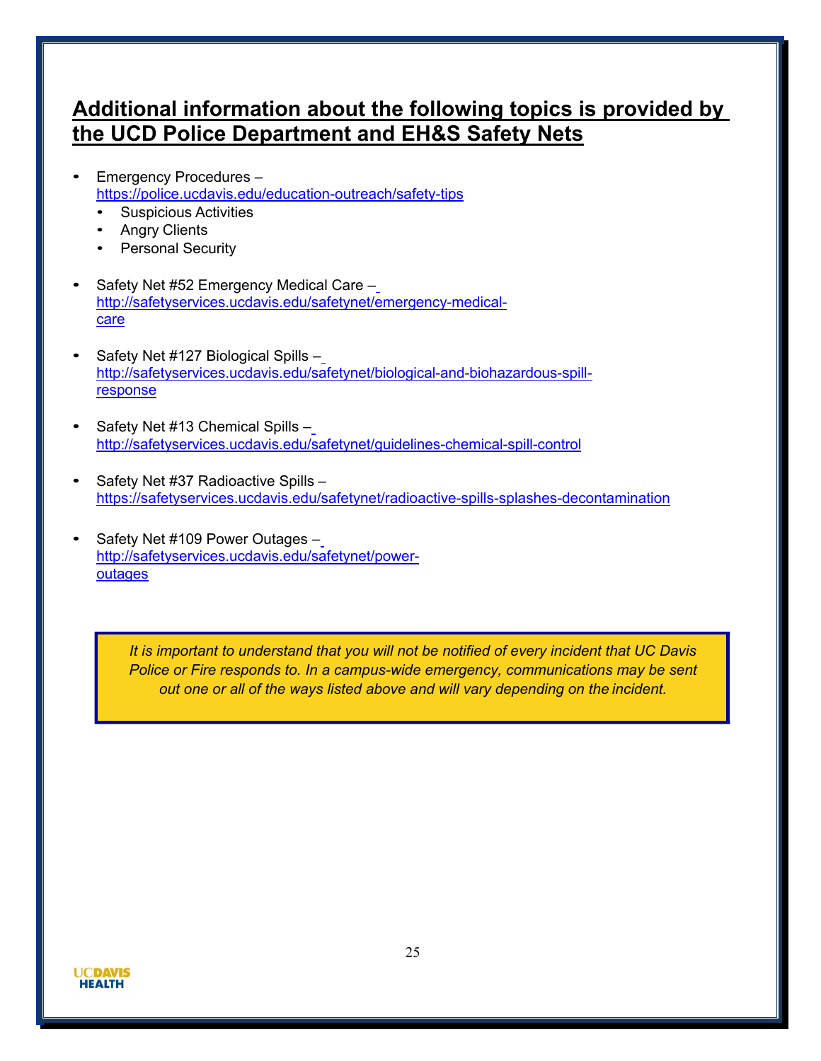## Additional information about the following topics is provided by the UCD Police Department and EH&S Safety Nets

- Emergency Procedures – https://police.ucdavis.edu/education-outreach/safety-tips
  - Suspicious Activities
  - Angry Clients
  - Personal Security
- Safety Net #52 Emergency Medical Care – http://safetyservices.ucdavis.edu/safetynet/emergency-medical-care
- Safety Net #127 Biological Spills – http://safetyservices.ucdavis.edu/safetynet/biological-and-biohazardous-spill-response
- Safety Net #13 Chemical Spills – http://safetyservices.ucdavis.edu/safetynet/guidelines-chemical-spill-control
- Safety Net #37 Radioactive Spills – https://safetyservices.ucdavis.edu/safetynet/radioactive-spills-splashes-decontamination
- Safety Net #109 Power Outages – http://safetyservices.ucdavis.edu/safetynet/power-outages

*It is important to understand that you will not be notified of every incident that UC Davis Police or Fire responds to. In a campus-wide emergency, communications may be sent out one or all of the ways listed above and will vary depending on the incident.*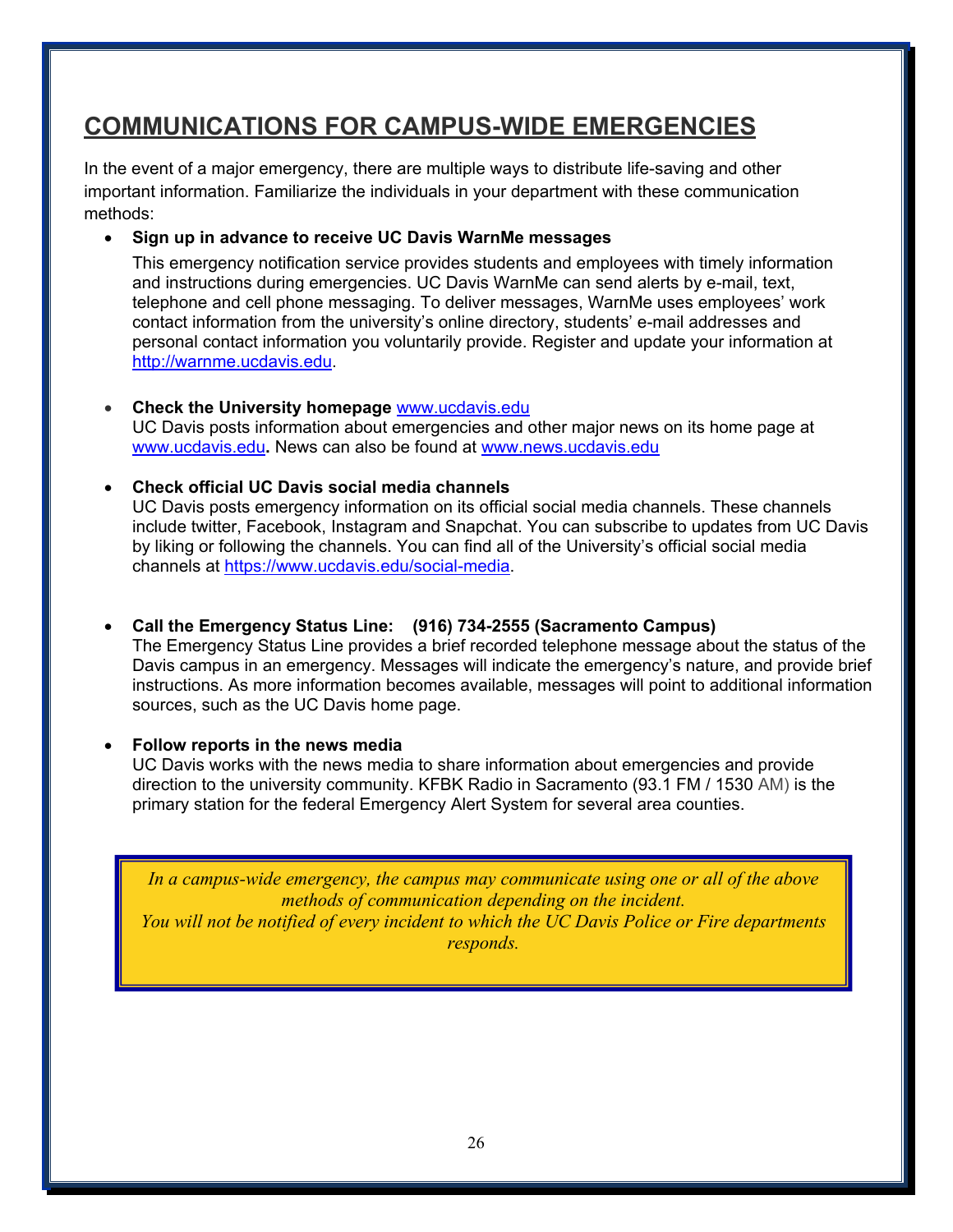## COMMUNICATIONS FOR CAMPUS-WIDE EMERGENCIES

In the event of a major emergency, there are multiple ways to distribute life-saving and other important information. Familiarize the individuals in your department with these communication methods:

- **Sign up in advance to receive UC Davis WarnMe messages**

  This emergency notification service provides students and employees with timely information and instructions during emergencies. UC Davis WarnMe can send alerts by e-mail, text, telephone and cell phone messaging. To deliver messages, WarnMe uses employees' work contact information from the university's online directory, students' e-mail addresses and personal contact information you voluntarily provide. Register and update your information at http://warnme.ucdavis.edu.

- **Check the University homepage** www.ucdavis.edu

  UC Davis posts information about emergencies and other major news on its home page at www.ucdavis.edu**.** News can also be found at www.news.ucdavis.edu

- **Check official UC Davis social media channels**

  UC Davis posts emergency information on its official social media channels. These channels include twitter, Facebook, Instagram and Snapchat. You can subscribe to updates from UC Davis by liking or following the channels. You can find all of the University's official social media channels at https://www.ucdavis.edu/social-media.

- **Call the Emergency Status Line: (916) 734-2555 (Sacramento Campus)**

  The Emergency Status Line provides a brief recorded telephone message about the status of the Davis campus in an emergency. Messages will indicate the emergency's nature, and provide brief instructions. As more information becomes available, messages will point to additional information sources, such as the UC Davis home page.

- **Follow reports in the news media**

  UC Davis works with the news media to share information about emergencies and provide direction to the university community. KFBK Radio in Sacramento (93.1 FM / 1530 AM) is the primary station for the federal Emergency Alert System for several area counties.

*In a campus-wide emergency, the campus may communicate using one or all of the above methods of communication depending on the incident.*
*You will not be notified of every incident to which the UC Davis Police or Fire departments responds.*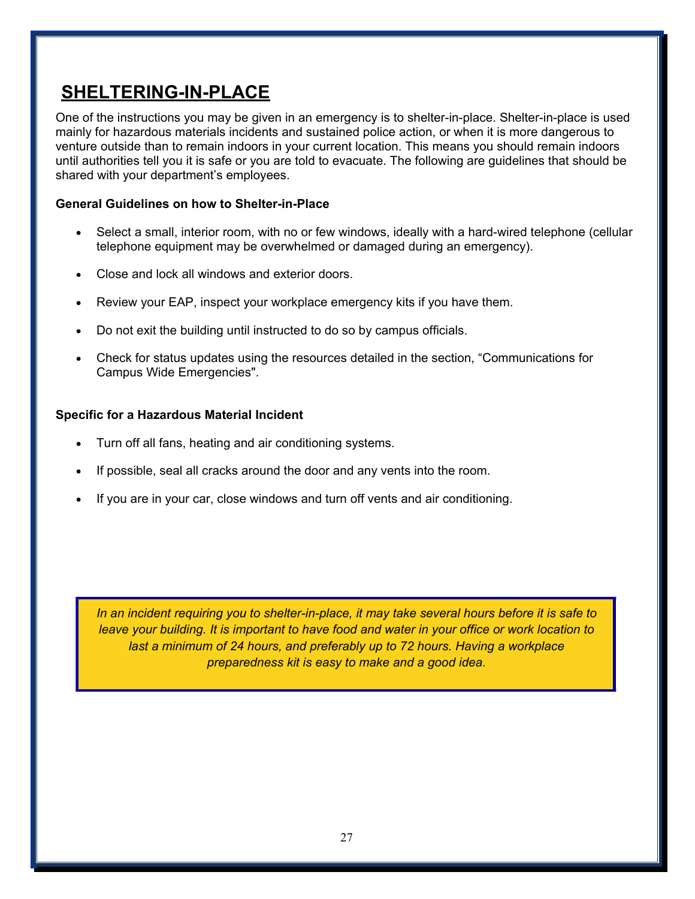## SHELTERING-IN-PLACE

One of the instructions you may be given in an emergency is to shelter-in-place. Shelter-in-place is used mainly for hazardous materials incidents and sustained police action, or when it is more dangerous to venture outside than to remain indoors in your current location. This means you should remain indoors until authorities tell you it is safe or you are told to evacuate. The following are guidelines that should be shared with your department's employees.

**General Guidelines on how to Shelter-in-Place**

- Select a small, interior room, with no or few windows, ideally with a hard-wired telephone (cellular telephone equipment may be overwhelmed or damaged during an emergency).
- Close and lock all windows and exterior doors.
- Review your EAP, inspect your workplace emergency kits if you have them.
- Do not exit the building until instructed to do so by campus officials.
- Check for status updates using the resources detailed in the section, "Communications for Campus Wide Emergencies".

**Specific for a Hazardous Material Incident**

- Turn off all fans, heating and air conditioning systems.
- If possible, seal all cracks around the door and any vents into the room.
- If you are in your car, close windows and turn off vents and air conditioning.

*In an incident requiring you to shelter-in-place, it may take several hours before it is safe to leave your building. It is important to have food and water in your office or work location to last a minimum of 24 hours, and preferably up to 72 hours. Having a workplace preparedness kit is easy to make and a good idea.*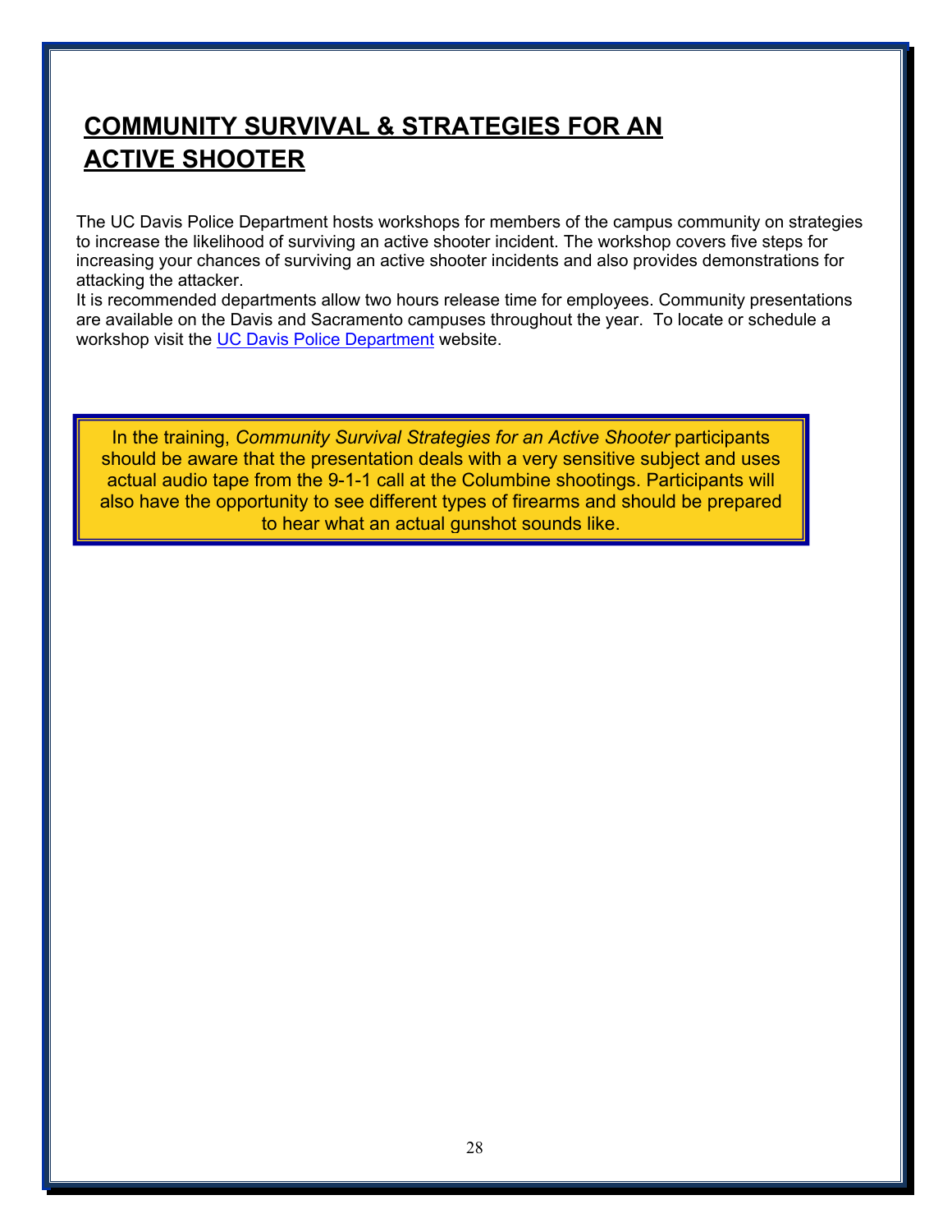# COMMUNITY SURVIVAL & STRATEGIES FOR AN ACTIVE SHOOTER

The UC Davis Police Department hosts workshops for members of the campus community on strategies to increase the likelihood of surviving an active shooter incident. The workshop covers five steps for increasing your chances of surviving an active shooter incidents and also provides demonstrations for attacking the attacker.

It is recommended departments allow two hours release time for employees. Community presentations are available on the Davis and Sacramento campuses throughout the year. To locate or schedule a workshop visit the UC Davis Police Department website.

In the training, *Community Survival Strategies for an Active Shooter* participants should be aware that the presentation deals with a very sensitive subject and uses actual audio tape from the 9-1-1 call at the Columbine shootings. Participants will also have the opportunity to see different types of firearms and should be prepared to hear what an actual gunshot sounds like.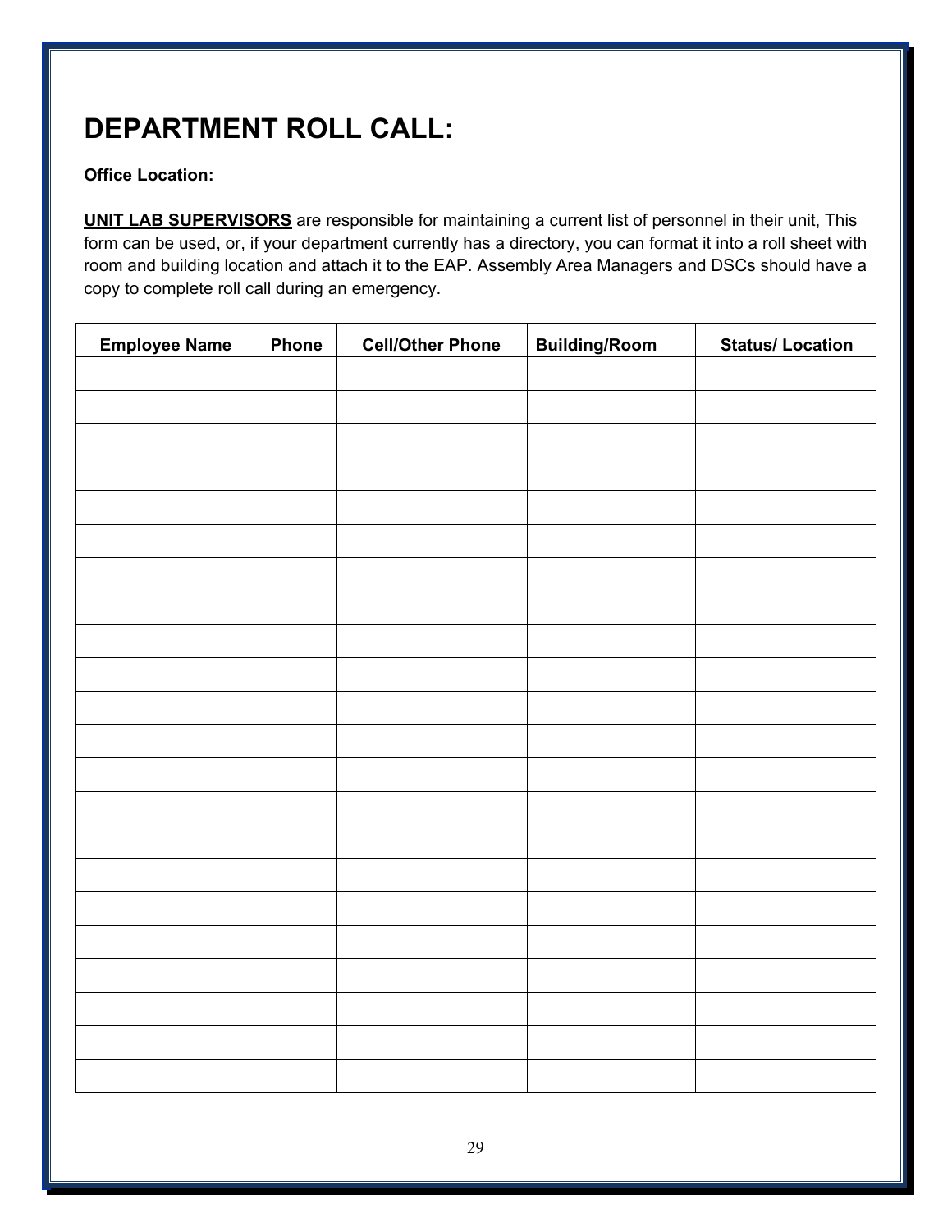# DEPARTMENT ROLL CALL:

**Office Location:**

**UNIT LAB SUPERVISORS** are responsible for maintaining a current list of personnel in their unit, This form can be used, or, if your department currently has a directory, you can format it into a roll sheet with room and building location and attach it to the EAP. Assembly Area Managers and DSCs should have a copy to complete roll call during an emergency.

| Employee Name | Phone | Cell/Other Phone | Building/Room | Status/ Location |
|---|---|---|---|---|
| | | | | |
| | | | | |
| | | | | |
| | | | | |
| | | | | |
| | | | | |
| | | | | |
| | | | | |
| | | | | |
| | | | | |
| | | | | |
| | | | | |
| | | | | |
| | | | | |
| | | | | |
| | | | | |
| | | | | |
| | | | | |
| | | | | |
| | | | | |
| | | | | |
| | | | | |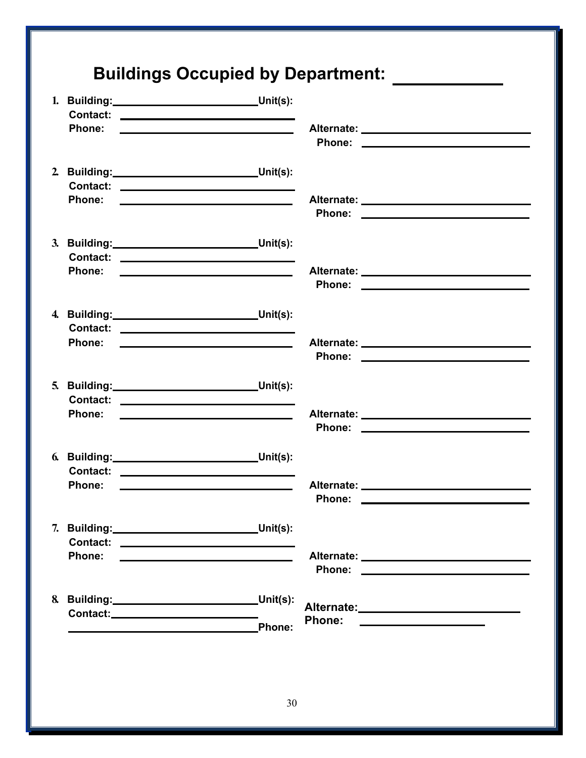# Buildings Occupied by Department: ___________

1. **Building:** ________________________ **Unit(s):**
   **Contact:** ________________________
   **Phone:** ________________________ **Alternate:** ________________________
   **Phone:** ________________________

2. **Building:** ________________________ **Unit(s):**
   **Contact:** ________________________
   **Phone:** ________________________ **Alternate:** ________________________
   **Phone:** ________________________

3. **Building:** ________________________ **Unit(s):**
   **Contact:** ________________________
   **Phone:** ________________________ **Alternate:** ________________________
   **Phone:** ________________________

4. **Building:** ________________________ **Unit(s):**
   **Contact:** ________________________
   **Phone:** ________________________ **Alternate:** ________________________
   **Phone:** ________________________

5. **Building:** ________________________ **Unit(s):**
   **Contact:** ________________________
   **Phone:** ________________________ **Alternate:** ________________________
   **Phone:** ________________________

6. **Building:** ________________________ **Unit(s):**
   **Contact:** ________________________
   **Phone:** ________________________ **Alternate:** ________________________
   **Phone:** ________________________

7. **Building:** ________________________ **Unit(s):**
   **Contact:** ________________________
   **Phone:** ________________________ **Alternate:** ________________________
   **Phone:** ________________________

8. **Building:** ________________________ **Unit(s):** **Alternate:** ________________________
   **Contact:** ________________________ **Phone:** ________________________
   ________________________ **Phone:**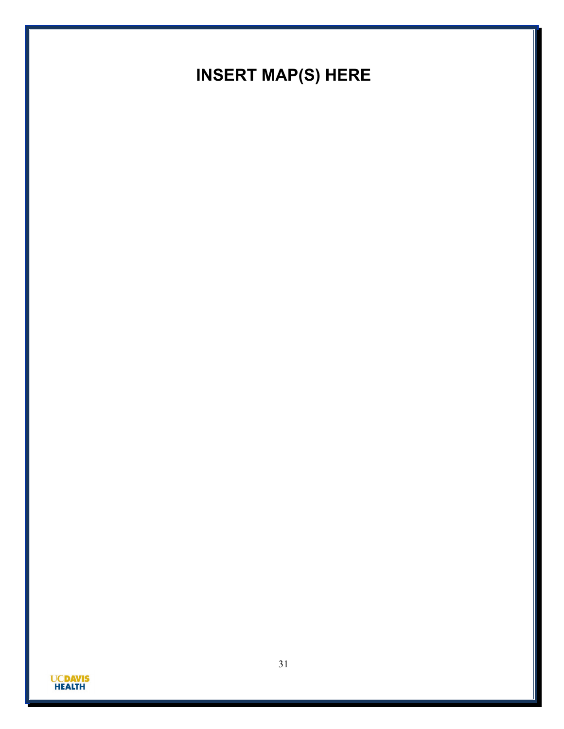# INSERT MAP(S) HERE